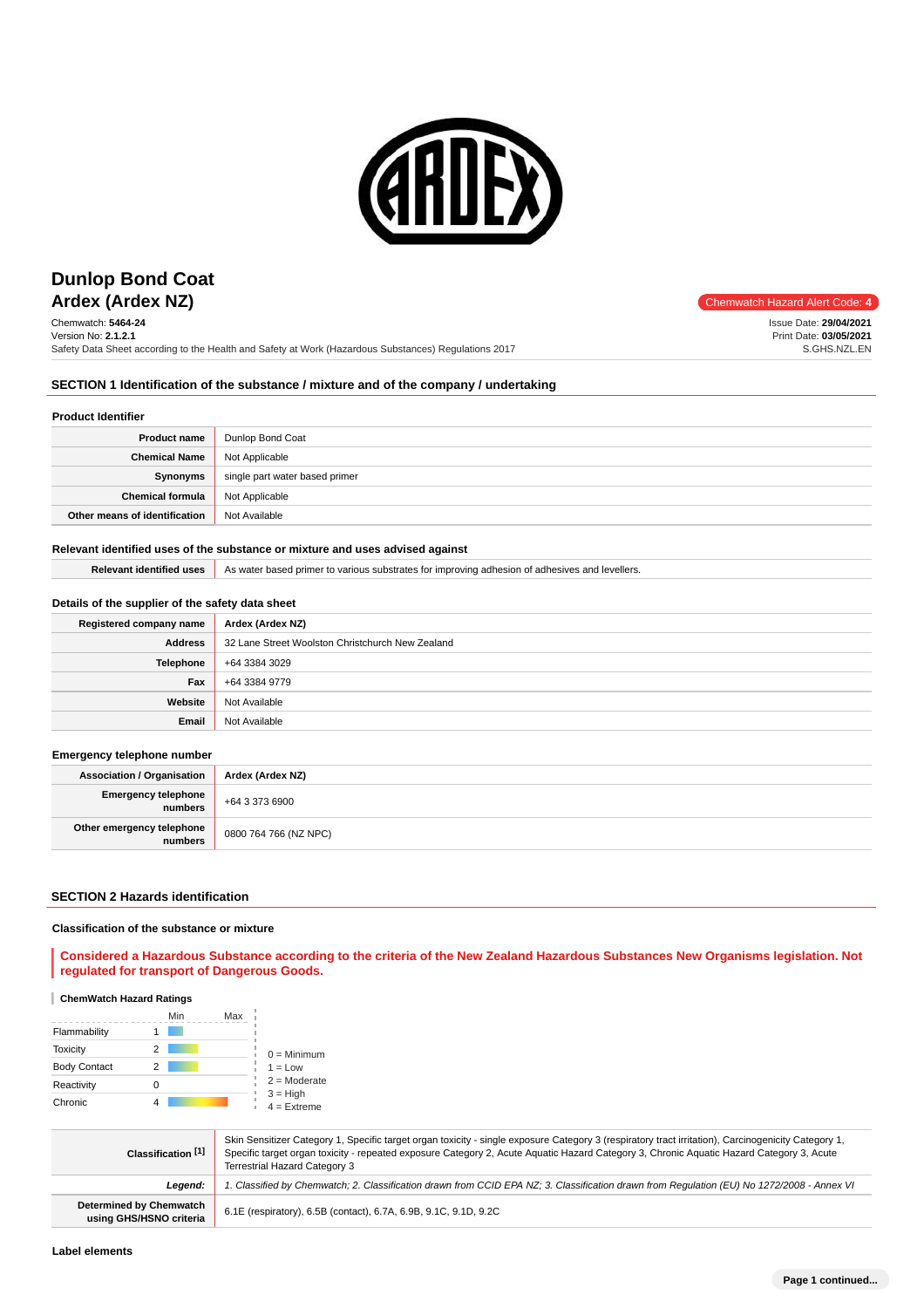# Dunlop Bond Coat

## Ardex (Ardex NZ)

Chemwatch Hazard Alert Code: 4

Chemwatch: **5464-24**
Version No: **2.1.2.1**
Safety Data Sheet according to the Health and Safety at Work (Hazardous Substances) Regulations 2017

Issue Date: **29/04/2021**
Print Date: **03/05/2021**
S.GHS.NZL.EN

## SECTION 1 Identification of the substance / mixture and of the company / undertaking

### Product Identifier

| | |
|---|---|
| **Product name** | Dunlop Bond Coat |
| **Chemical Name** | Not Applicable |
| **Synonyms** | single part water based primer |
| **Chemical formula** | Not Applicable |
| **Other means of identification** | Not Available |

### Relevant identified uses of the substance or mixture and uses advised against

| | |
|---|---|
| **Relevant identified uses** | As water based primer to various substrates for improving adhesion of adhesives and levellers. |

### Details of the supplier of the safety data sheet

| | |
|---|---|
| **Registered company name** | **Ardex (Ardex NZ)** |
| **Address** | 32 Lane Street Woolston Christchurch New Zealand |
| **Telephone** | +64 3384 3029 |
| **Fax** | +64 3384 9779 |
| **Website** | Not Available |
| **Email** | Not Available |

### Emergency telephone number

| | |
|---|---|
| **Association / Organisation** | **Ardex (Ardex NZ)** |
| **Emergency telephone numbers** | +64 3 373 6900 |
| **Other emergency telephone numbers** | 0800 764 766 (NZ NPC) |

## SECTION 2 Hazards identification

### Classification of the substance or mixture

**Considered a Hazardous Substance according to the criteria of the New Zealand Hazardous Substances New Organisms legislation. Not regulated for transport of Dangerous Goods.**

#### ChemWatch Hazard Ratings

| | Min | Max |
|---|---|---|
| Flammability | 1 | |
| Toxicity | 2 | |
| Body Contact | 2 | |
| Reactivity | 0 | |
| Chronic | 4 | |

0 = Minimum
1 = Low
2 = Moderate
3 = High
4 = Extreme

| | |
|---|---|
| **Classification [1]** | Skin Sensitizer Category 1, Specific target organ toxicity - single exposure Category 3 (respiratory tract irritation), Carcinogenicity Category 1, Specific target organ toxicity - repeated exposure Category 2, Acute Aquatic Hazard Category 3, Chronic Aquatic Hazard Category 3, Acute Terrestrial Hazard Category 3 |
| ***Legend:*** | *1. Classified by Chemwatch; 2. Classification drawn from CCID EPA NZ; 3. Classification drawn from Regulation (EU) No 1272/2008 - Annex VI* |
| **Determined by Chemwatch using GHS/HSNO criteria** | 6.1E (respiratory), 6.5B (contact), 6.7A, 6.9B, 9.1C, 9.1D, 9.2C |

### Label elements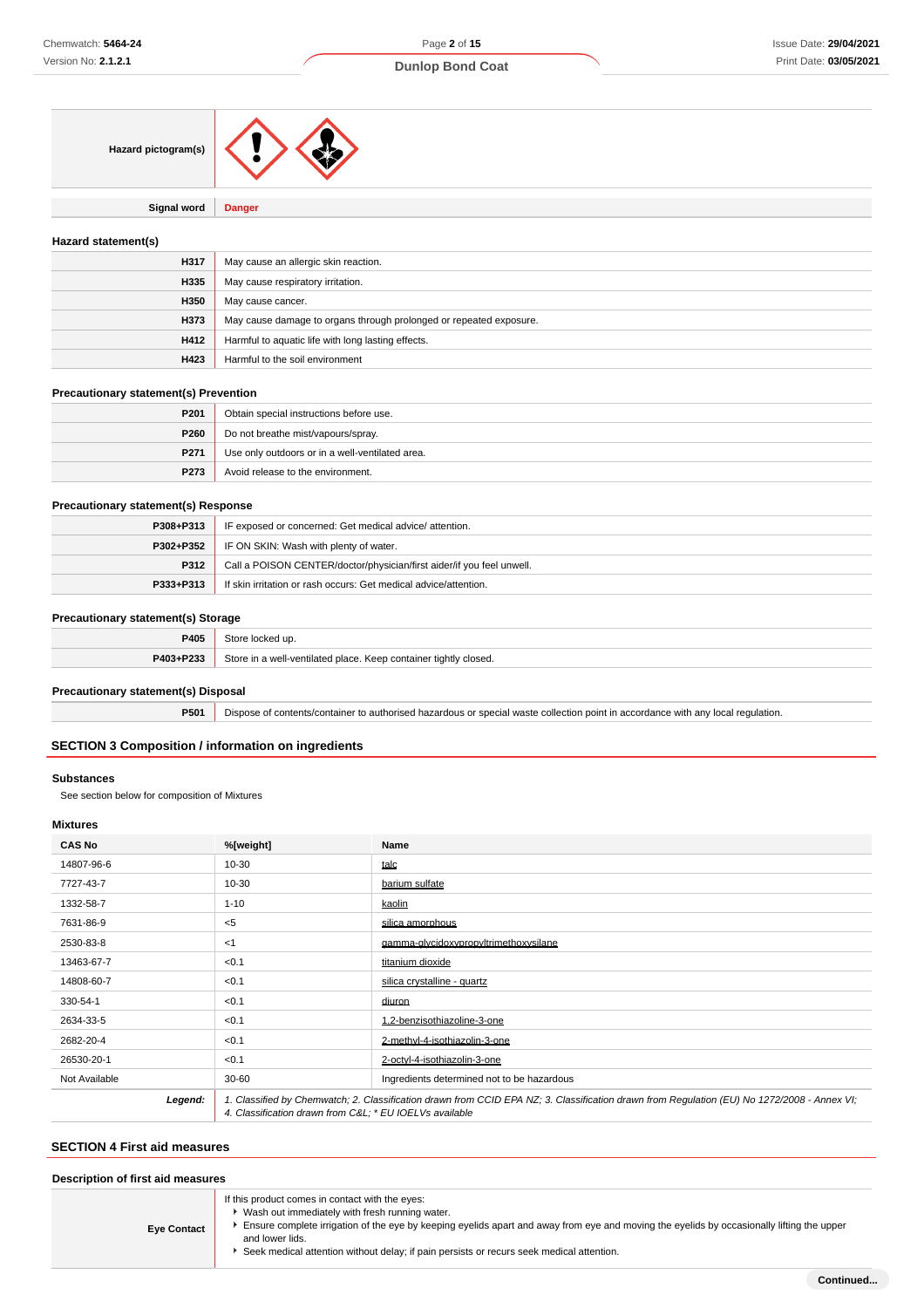| Hazard pictogram(s) | |
|---|---|

| Signal word | Danger |
|---|---|

### Hazard statement(s)

| | |
|---|---|
| H317 | May cause an allergic skin reaction. |
| H335 | May cause respiratory irritation. |
| H350 | May cause cancer. |
| H373 | May cause damage to organs through prolonged or repeated exposure. |
| H412 | Harmful to aquatic life with long lasting effects. |
| H423 | Harmful to the soil environment |

### Precautionary statement(s) Prevention

| | |
|---|---|
| P201 | Obtain special instructions before use. |
| P260 | Do not breathe mist/vapours/spray. |
| P271 | Use only outdoors or in a well-ventilated area. |
| P273 | Avoid release to the environment. |

### Precautionary statement(s) Response

| | |
|---|---|
| P308+P313 | IF exposed or concerned: Get medical advice/ attention. |
| P302+P352 | IF ON SKIN: Wash with plenty of water. |
| P312 | Call a POISON CENTER/doctor/physician/first aider/if you feel unwell. |
| P333+P313 | If skin irritation or rash occurs: Get medical advice/attention. |

### Precautionary statement(s) Storage

| | |
|---|---|
| P405 | Store locked up. |
| P403+P233 | Store in a well-ventilated place. Keep container tightly closed. |

### Precautionary statement(s) Disposal

| | |
|---|---|
| P501 | Dispose of contents/container to authorised hazardous or special waste collection point in accordance with any local regulation. |

## SECTION 3 Composition / information on ingredients

### Substances

See section below for composition of Mixtures

### Mixtures

| CAS No | %[weight] | Name |
|---|---|---|
| 14807-96-6 | 10-30 | talc |
| 7727-43-7 | 10-30 | barium sulfate |
| 1332-58-7 | 1-10 | kaolin |
| 7631-86-9 | <5 | silica amorphous |
| 2530-83-8 | <1 | gamma-glycidoxypropyltrimethoxysilane |
| 13463-67-7 | <0.1 | titanium dioxide |
| 14808-60-7 | <0.1 | silica crystalline - quartz |
| 330-54-1 | <0.1 | diuron |
| 2634-33-5 | <0.1 | 1,2-benzisothiazoline-3-one |
| 2682-20-4 | <0.1 | 2-methyl-4-isothiazolin-3-one |
| 26530-20-1 | <0.1 | 2-octyl-4-isothiazolin-3-one |
| Not Available | 30-60 | Ingredients determined not to be hazardous |
| *Legend:* | *1. Classified by Chemwatch; 2. Classification drawn from CCID EPA NZ; 3. Classification drawn from Regulation (EU) No 1272/2008 - Annex VI; 4. Classification drawn from C&L; * EU IOELVs available* | |

## SECTION 4 First aid measures

### Description of first aid measures

| | |
|---|---|
| Eye Contact | If this product comes in contact with the eyes:<br>▸ Wash out immediately with fresh running water.<br>▸ Ensure complete irrigation of the eye by keeping eyelids apart and away from eye and moving the eyelids by occasionally lifting the upper and lower lids.<br>▸ Seek medical attention without delay; if pain persists or recurs seek medical attention. |

Continued...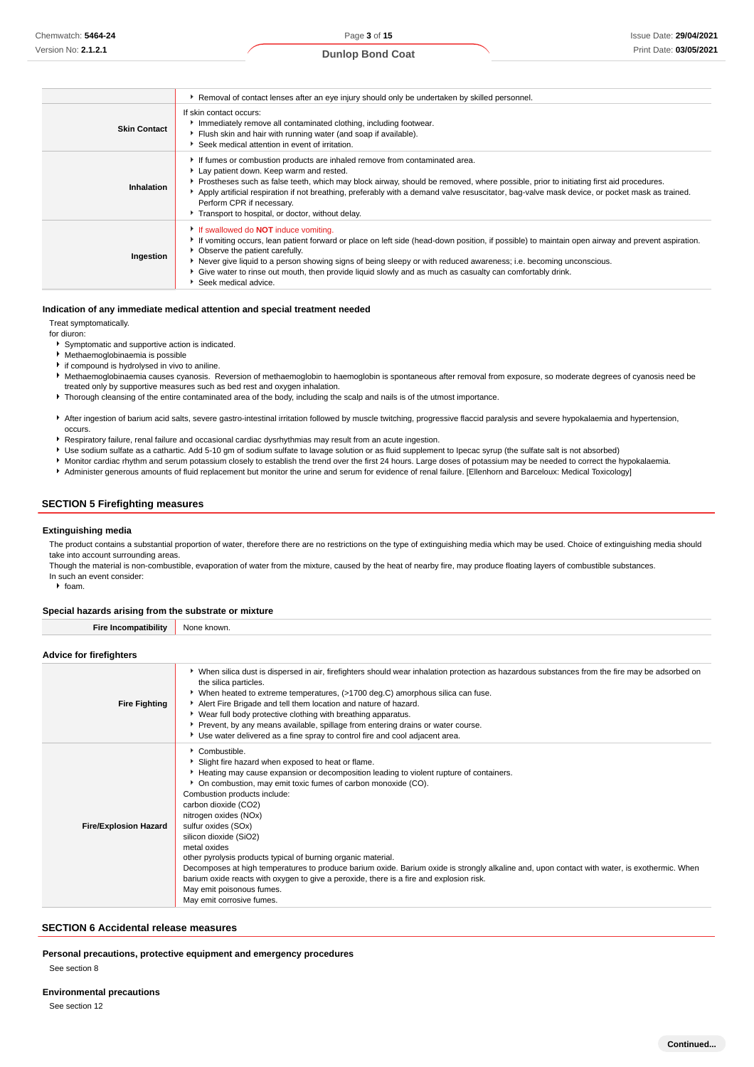| | |
|---|---|
| | ▸ Removal of contact lenses after an eye injury should only be undertaken by skilled personnel. |
| **Skin Contact** | If skin contact occurs:<br>▸ Immediately remove all contaminated clothing, including footwear.<br>▸ Flush skin and hair with running water (and soap if available).<br>▸ Seek medical attention in event of irritation. |
| **Inhalation** | ▸ If fumes or combustion products are inhaled remove from contaminated area.<br>▸ Lay patient down. Keep warm and rested.<br>▸ Prostheses such as false teeth, which may block airway, should be removed, where possible, prior to initiating first aid procedures.<br>▸ Apply artificial respiration if not breathing, preferably with a demand valve resuscitator, bag-valve mask device, or pocket mask as trained. Perform CPR if necessary.<br>▸ Transport to hospital, or doctor, without delay. |
| **Ingestion** | ▸ If swallowed do **NOT** induce vomiting.<br>▸ If vomiting occurs, lean patient forward or place on left side (head-down position, if possible) to maintain open airway and prevent aspiration.<br>▸ Observe the patient carefully.<br>▸ Never give liquid to a person showing signs of being sleepy or with reduced awareness; i.e. becoming unconscious.<br>▸ Give water to rinse out mouth, then provide liquid slowly and as much as casualty can comfortably drink.<br>▸ Seek medical advice. |

### Indication of any immediate medical attention and special treatment needed

Treat symptomatically.
for diuron:

- Symptomatic and supportive action is indicated.
- Methaemoglobinaemia is possible
- if compound is hydrolysed in vivo to aniline.
- Methaemoglobinaemia causes cyanosis. Reversion of methaemoglobin to haemoglobin is spontaneous after removal from exposure, so moderate degrees of cyanosis need be treated only by supportive measures such as bed rest and oxygen inhalation.
- Thorough cleansing of the entire contaminated area of the body, including the scalp and nails is of the utmost importance.

- After ingestion of barium acid salts, severe gastro-intestinal irritation followed by muscle twitching, progressive flaccid paralysis and severe hypokalaemia and hypertension, occurs.
- Respiratory failure, renal failure and occasional cardiac dysrhythmias may result from an acute ingestion.
- Use sodium sulfate as a cathartic. Add 5-10 gm of sodium sulfate to lavage solution or as fluid supplement to Ipecac syrup (the sulfate salt is not absorbed)
- Monitor cardiac rhythm and serum potassium closely to establish the trend over the first 24 hours. Large doses of potassium may be needed to correct the hypokalaemia.
- Administer generous amounts of fluid replacement but monitor the urine and serum for evidence of renal failure. [Ellenhorn and Barceloux: Medical Toxicology]

## SECTION 5 Firefighting measures

### Extinguishing media

The product contains a substantial proportion of water, therefore there are no restrictions on the type of extinguishing media which may be used. Choice of extinguishing media should take into account surrounding areas.
Though the material is non-combustible, evaporation of water from the mixture, caused by the heat of nearby fire, may produce floating layers of combustible substances.
In such an event consider:

- foam.

### Special hazards arising from the substrate or mixture

| | |
|---|---|
| **Fire Incompatibility** | None known. |

### Advice for firefighters

| | |
|---|---|
| **Fire Fighting** | ▸ When silica dust is dispersed in air, firefighters should wear inhalation protection as hazardous substances from the fire may be adsorbed on the silica particles.<br>▸ When heated to extreme temperatures, (>1700 deg.C) amorphous silica can fuse.<br>▸ Alert Fire Brigade and tell them location and nature of hazard.<br>▸ Wear full body protective clothing with breathing apparatus.<br>▸ Prevent, by any means available, spillage from entering drains or water course.<br>▸ Use water delivered as a fine spray to control fire and cool adjacent area. |
| **Fire/Explosion Hazard** | ▸ Combustible.<br>▸ Slight fire hazard when exposed to heat or flame.<br>▸ Heating may cause expansion or decomposition leading to violent rupture of containers.<br>▸ On combustion, may emit toxic fumes of carbon monoxide (CO).<br>Combustion products include:<br>carbon dioxide ($CO_2$)<br>nitrogen oxides (NOx)<br>sulfur oxides (SOx)<br>silicon dioxide ($SiO_2$)<br>metal oxides<br>other pyrolysis products typical of burning organic material.<br>Decomposes at high temperatures to produce barium oxide. Barium oxide is strongly alkaline and, upon contact with water, is exothermic. When barium oxide reacts with oxygen to give a peroxide, there is a fire and explosion risk.<br>May emit poisonous fumes.<br>May emit corrosive fumes. |

## SECTION 6 Accidental release measures

### Personal precautions, protective equipment and emergency procedures

See section 8

### Environmental precautions

See section 12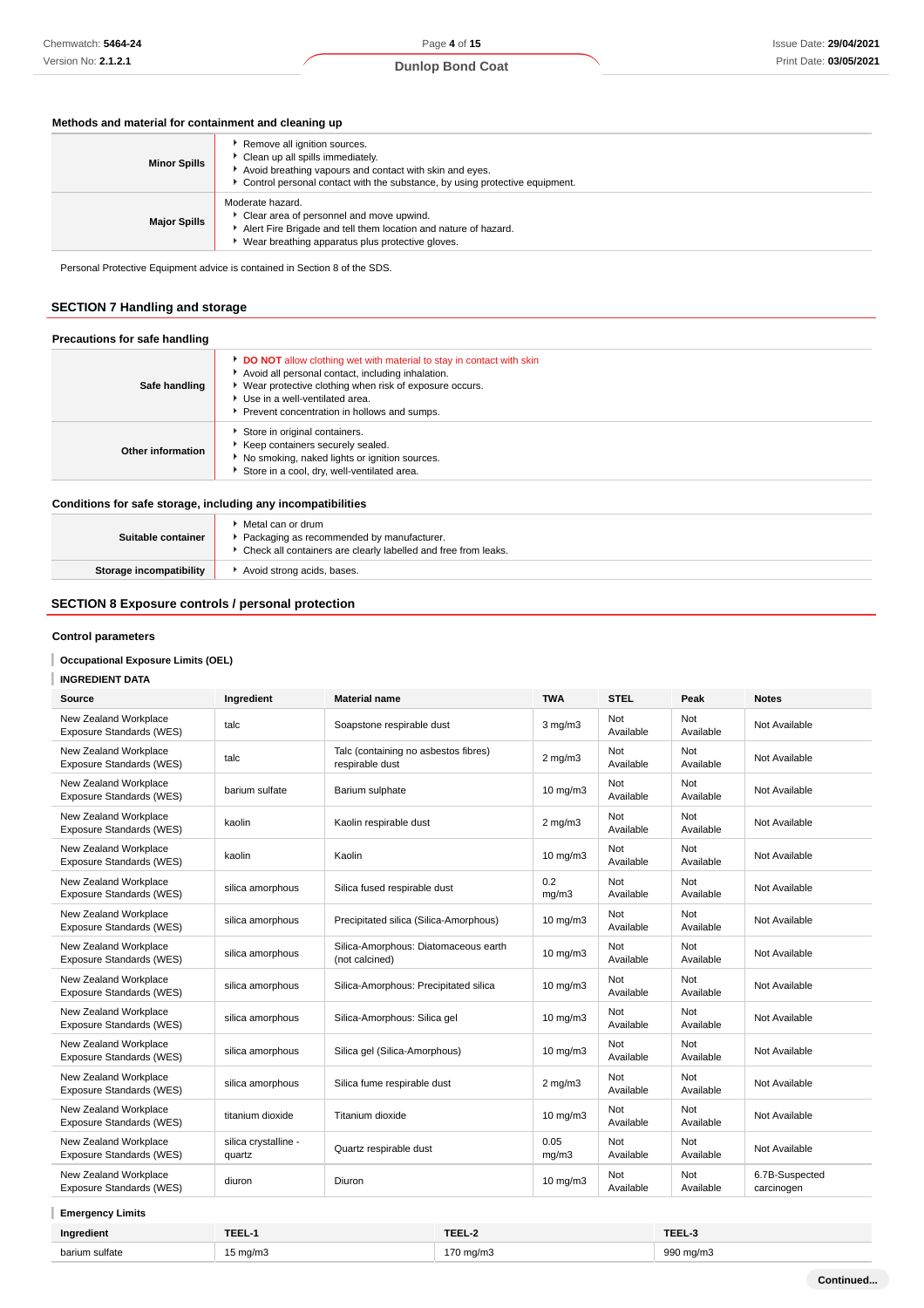### Methods and material for containment and cleaning up

| | |
|---|---|
| **Minor Spills** | Remove all ignition sources.<br>Clean up all spills immediately.<br>Avoid breathing vapours and contact with skin and eyes.<br>Control personal contact with the substance, by using protective equipment. |
| **Major Spills** | Moderate hazard.<br>Clear area of personnel and move upwind.<br>Alert Fire Brigade and tell them location and nature of hazard.<br>Wear breathing apparatus plus protective gloves. |

Personal Protective Equipment advice is contained in Section 8 of the SDS.

## SECTION 7 Handling and storage

### Precautions for safe handling

| | |
|---|---|
| **Safe handling** | **DO NOT** allow clothing wet with material to stay in contact with skin<br>Avoid all personal contact, including inhalation.<br>Wear protective clothing when risk of exposure occurs.<br>Use in a well-ventilated area.<br>Prevent concentration in hollows and sumps. |
| **Other information** | Store in original containers.<br>Keep containers securely sealed.<br>No smoking, naked lights or ignition sources.<br>Store in a cool, dry, well-ventilated area. |

### Conditions for safe storage, including any incompatibilities

| | |
|---|---|
| **Suitable container** | Metal can or drum<br>Packaging as recommended by manufacturer.<br>Check all containers are clearly labelled and free from leaks. |
| **Storage incompatibility** | Avoid strong acids, bases. |

## SECTION 8 Exposure controls / personal protection

### Control parameters

**Occupational Exposure Limits (OEL)**

**INGREDIENT DATA**

| Source | Ingredient | Material name | TWA | STEL | Peak | Notes |
|---|---|---|---|---|---|---|
| New Zealand Workplace Exposure Standards (WES) | talc | Soapstone respirable dust | 3 mg/m3 | Not Available | Not Available | Not Available |
| New Zealand Workplace Exposure Standards (WES) | talc | Talc (containing no asbestos fibres) respirable dust | 2 mg/m3 | Not Available | Not Available | Not Available |
| New Zealand Workplace Exposure Standards (WES) | barium sulfate | Barium sulphate | 10 mg/m3 | Not Available | Not Available | Not Available |
| New Zealand Workplace Exposure Standards (WES) | kaolin | Kaolin respirable dust | 2 mg/m3 | Not Available | Not Available | Not Available |
| New Zealand Workplace Exposure Standards (WES) | kaolin | Kaolin | 10 mg/m3 | Not Available | Not Available | Not Available |
| New Zealand Workplace Exposure Standards (WES) | silica amorphous | Silica fused respirable dust | 0.2 mg/m3 | Not Available | Not Available | Not Available |
| New Zealand Workplace Exposure Standards (WES) | silica amorphous | Precipitated silica (Silica-Amorphous) | 10 mg/m3 | Not Available | Not Available | Not Available |
| New Zealand Workplace Exposure Standards (WES) | silica amorphous | Silica-Amorphous: Diatomaceous earth (not calcined) | 10 mg/m3 | Not Available | Not Available | Not Available |
| New Zealand Workplace Exposure Standards (WES) | silica amorphous | Silica-Amorphous: Precipitated silica | 10 mg/m3 | Not Available | Not Available | Not Available |
| New Zealand Workplace Exposure Standards (WES) | silica amorphous | Silica-Amorphous: Silica gel | 10 mg/m3 | Not Available | Not Available | Not Available |
| New Zealand Workplace Exposure Standards (WES) | silica amorphous | Silica gel (Silica-Amorphous) | 10 mg/m3 | Not Available | Not Available | Not Available |
| New Zealand Workplace Exposure Standards (WES) | silica amorphous | Silica fume respirable dust | 2 mg/m3 | Not Available | Not Available | Not Available |
| New Zealand Workplace Exposure Standards (WES) | titanium dioxide | Titanium dioxide | 10 mg/m3 | Not Available | Not Available | Not Available |
| New Zealand Workplace Exposure Standards (WES) | silica crystalline - quartz | Quartz respirable dust | 0.05 mg/m3 | Not Available | Not Available | Not Available |
| New Zealand Workplace Exposure Standards (WES) | diuron | Diuron | 10 mg/m3 | Not Available | Not Available | 6.7B-Suspected carcinogen |

**Emergency Limits**

| Ingredient | TEEL-1 | TEEL-2 | TEEL-3 |
|---|---|---|---|
| barium sulfate | 15 mg/m3 | 170 mg/m3 | 990 mg/m3 |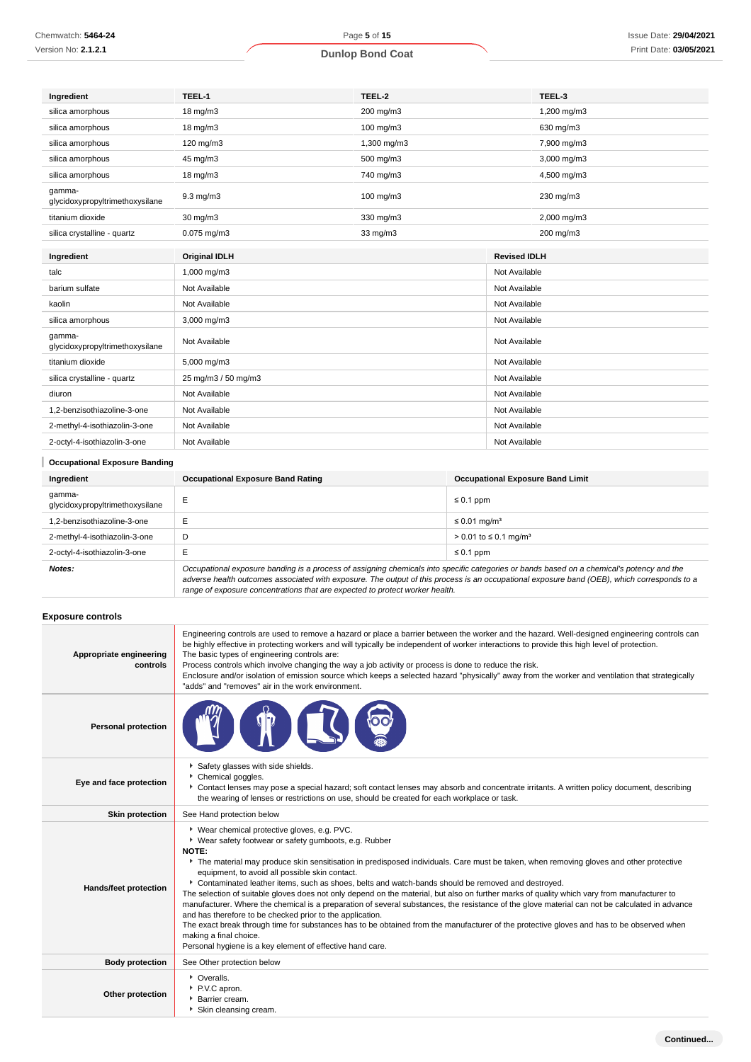| Ingredient | TEEL-1 | TEEL-2 | TEEL-3 |
|---|---|---|---|
| silica amorphous | 18 mg/m3 | 200 mg/m3 | 1,200 mg/m3 |
| silica amorphous | 18 mg/m3 | 100 mg/m3 | 630 mg/m3 |
| silica amorphous | 120 mg/m3 | 1,300 mg/m3 | 7,900 mg/m3 |
| silica amorphous | 45 mg/m3 | 500 mg/m3 | 3,000 mg/m3 |
| silica amorphous | 18 mg/m3 | 740 mg/m3 | 4,500 mg/m3 |
| gamma-glycidoxypropyltrimethoxysilane | 9.3 mg/m3 | 100 mg/m3 | 230 mg/m3 |
| titanium dioxide | 30 mg/m3 | 330 mg/m3 | 2,000 mg/m3 |
| silica crystalline - quartz | 0.075 mg/m3 | 33 mg/m3 | 200 mg/m3 |

| Ingredient | Original IDLH | Revised IDLH |
|---|---|---|
| talc | 1,000 mg/m3 | Not Available |
| barium sulfate | Not Available | Not Available |
| kaolin | Not Available | Not Available |
| silica amorphous | 3,000 mg/m3 | Not Available |
| gamma-glycidoxypropyltrimethoxysilane | Not Available | Not Available |
| titanium dioxide | 5,000 mg/m3 | Not Available |
| silica crystalline - quartz | 25 mg/m3 / 50 mg/m3 | Not Available |
| diuron | Not Available | Not Available |
| 1,2-benzisothiazoline-3-one | Not Available | Not Available |
| 2-methyl-4-isothiazolin-3-one | Not Available | Not Available |
| 2-octyl-4-isothiazolin-3-one | Not Available | Not Available |

### Occupational Exposure Banding

| Ingredient | Occupational Exposure Band Rating | Occupational Exposure Band Limit |
|---|---|---|
| gamma-glycidoxypropyltrimethoxysilane | E | ≤ 0.1 ppm |
| 1,2-benzisothiazoline-3-one | E | ≤ 0.01 mg/m³ |
| 2-methyl-4-isothiazolin-3-one | D | > 0.01 to ≤ 0.1 mg/m³ |
| 2-octyl-4-isothiazolin-3-one | E | ≤ 0.1 ppm |
| **Notes:** | *Occupational exposure banding is a process of assigning chemicals into specific categories or bands based on a chemical's potency and the adverse health outcomes associated with exposure. The output of this process is an occupational exposure band (OEB), which corresponds to a range of exposure concentrations that are expected to protect worker health.* | |

### Exposure controls

| | |
|---|---|
| **Appropriate engineering controls** | Engineering controls are used to remove a hazard or place a barrier between the worker and the hazard. Well-designed engineering controls can be highly effective in protecting workers and will typically be independent of worker interactions to provide this high level of protection. The basic types of engineering controls are: Process controls which involve changing the way a job activity or process is done to reduce the risk. Enclosure and/or isolation of emission source which keeps a selected hazard "physically" away from the worker and ventilation that strategically "adds" and "removes" air in the work environment. |
| **Personal protection** | |
| **Eye and face protection** | ▸ Safety glasses with side shields.<br>▸ Chemical goggles.<br>▸ Contact lenses may pose a special hazard; soft contact lenses may absorb and concentrate irritants. A written policy document, describing the wearing of lenses or restrictions on use, should be created for each workplace or task. |
| **Skin protection** | See Hand protection below |
| **Hands/feet protection** | ▸ Wear chemical protective gloves, e.g. PVC.<br>▸ Wear safety footwear or safety gumboots, e.g. Rubber<br>**NOTE:**<br>▸ The material may produce skin sensitisation in predisposed individuals. Care must be taken, when removing gloves and other protective equipment, to avoid all possible skin contact.<br>▸ Contaminated leather items, such as shoes, belts and watch-bands should be removed and destroyed.<br>The selection of suitable gloves does not only depend on the material, but also on further marks of quality which vary from manufacturer to manufacturer. Where the chemical is a preparation of several substances, the resistance of the glove material can not be calculated in advance and has therefore to be checked prior to the application.<br>The exact break through time for substances has to be obtained from the manufacturer of the protective gloves and has to be observed when making a final choice.<br>Personal hygiene is a key element of effective hand care. |
| **Body protection** | See Other protection below |
| **Other protection** | ▸ Overalls.<br>▸ P.V.C apron.<br>▸ Barrier cream.<br>▸ Skin cleansing cream. |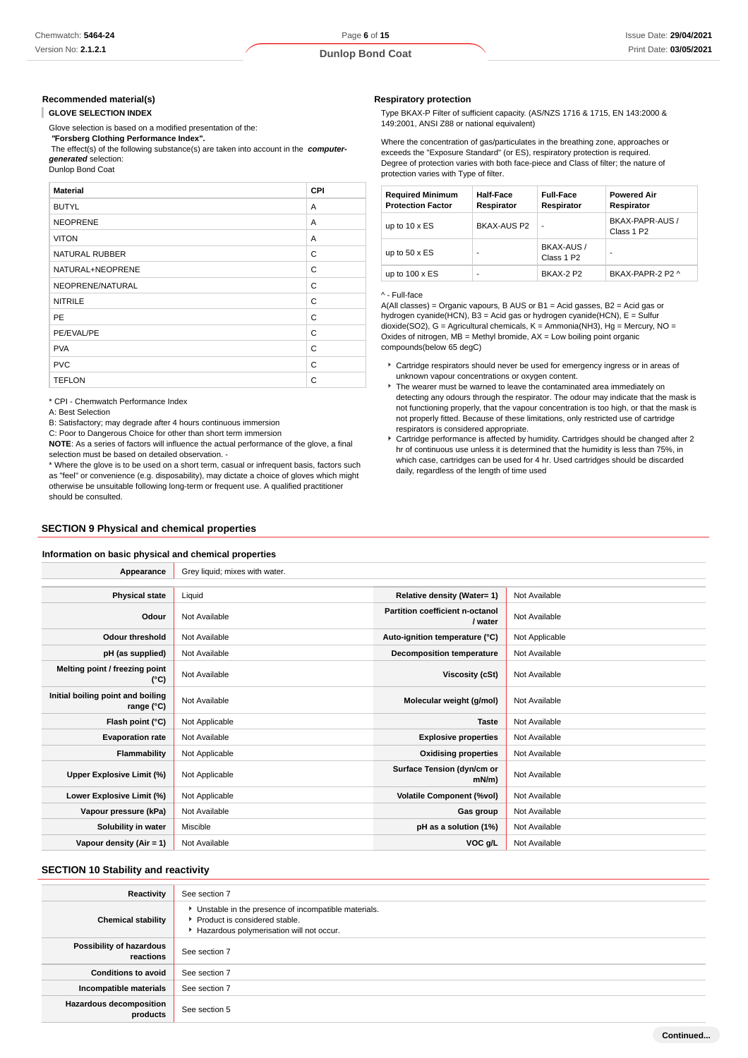### Recommended material(s)

**GLOVE SELECTION INDEX**

Glove selection is based on a modified presentation of the:
*"Forsberg Clothing Performance Index".*
The effect(s) of the following substance(s) are taken into account in the ***computer-generated*** selection:
Dunlop Bond Coat

| Material | CPI |
|---|---|
| BUTYL | A |
| NEOPRENE | A |
| VITON | A |
| NATURAL RUBBER | C |
| NATURAL+NEOPRENE | C |
| NEOPRENE/NATURAL | C |
| NITRILE | C |
| PE | C |
| PE/EVAL/PE | C |
| PVA | C |
| PVC | C |
| TEFLON | C |

\* CPI - Chemwatch Performance Index
A: Best Selection
B: Satisfactory; may degrade after 4 hours continuous immersion
C: Poor to Dangerous Choice for other than short term immersion
**NOTE**: As a series of factors will influence the actual performance of the glove, a final selection must be based on detailed observation. -
\* Where the glove is to be used on a short term, casual or infrequent basis, factors such as "feel" or convenience (e.g. disposability), may dictate a choice of gloves which might otherwise be unsuitable following long-term or frequent use. A qualified practitioner should be consulted.

### Respiratory protection

Type BKAX-P Filter of sufficient capacity. (AS/NZS 1716 & 1715, EN 143:2000 & 149:2001, ANSI Z88 or national equivalent)

Where the concentration of gas/particulates in the breathing zone, approaches or exceeds the "Exposure Standard" (or ES), respiratory protection is required.
Degree of protection varies with both face-piece and Class of filter; the nature of protection varies with Type of filter.

| Required Minimum Protection Factor | Half-Face Respirator | Full-Face Respirator | Powered Air Respirator |
|---|---|---|---|
| up to 10 x ES | BKAX-AUS P2 | - | BKAX-PAPR-AUS / Class 1 P2 |
| up to 50 x ES | - | BKAX-AUS / Class 1 P2 | - |
| up to 100 x ES | - | BKAX-2 P2 | BKAX-PAPR-2 P2 ^ |

^ - Full-face
A(All classes) = Organic vapours, B AUS or B1 = Acid gasses, B2 = Acid gas or hydrogen cyanide(HCN), B3 = Acid gas or hydrogen cyanide(HCN), E = Sulfur dioxide(SO2), G = Agricultural chemicals, K = Ammonia(NH3), Hg = Mercury, NO = Oxides of nitrogen, MB = Methyl bromide, AX = Low boiling point organic compounds(below 65 degC)

- Cartridge respirators should never be used for emergency ingress or in areas of unknown vapour concentrations or oxygen content.
- The wearer must be warned to leave the contaminated area immediately on detecting any odours through the respirator. The odour may indicate that the mask is not functioning properly, that the vapour concentration is too high, or that the mask is not properly fitted. Because of these limitations, only restricted use of cartridge respirators is considered appropriate.
- Cartridge performance is affected by humidity. Cartridges should be changed after 2 hr of continuous use unless it is determined that the humidity is less than 75%, in which case, cartridges can be used for 4 hr. Used cartridges should be discarded daily, regardless of the length of time used

## SECTION 9 Physical and chemical properties

### Information on basic physical and chemical properties

| Appearance | Grey liquid; mixes with water. | | |
|---|---|---|---|
| **Physical state** | Liquid | **Relative density (Water= 1)** | Not Available |
| **Odour** | Not Available | **Partition coefficient n-octanol / water** | Not Available |
| **Odour threshold** | Not Available | **Auto-ignition temperature (°C)** | Not Applicable |
| **pH (as supplied)** | Not Available | **Decomposition temperature** | Not Available |
| **Melting point / freezing point (°C)** | Not Available | **Viscosity (cSt)** | Not Available |
| **Initial boiling point and boiling range (°C)** | Not Available | **Molecular weight (g/mol)** | Not Available |
| **Flash point (°C)** | Not Applicable | **Taste** | Not Available |
| **Evaporation rate** | Not Available | **Explosive properties** | Not Available |
| **Flammability** | Not Applicable | **Oxidising properties** | Not Available |
| **Upper Explosive Limit (%)** | Not Applicable | **Surface Tension (dyn/cm or mN/m)** | Not Available |
| **Lower Explosive Limit (%)** | Not Applicable | **Volatile Component (%vol)** | Not Available |
| **Vapour pressure (kPa)** | Not Available | **Gas group** | Not Available |
| **Solubility in water** | Miscible | **pH as a solution (1%)** | Not Available |
| **Vapour density (Air = 1)** | Not Available | **VOC g/L** | Not Available |

## SECTION 10 Stability and reactivity

| Reactivity | See section 7 |
|---|---|
| **Chemical stability** | Unstable in the presence of incompatible materials.<br>Product is considered stable.<br>Hazardous polymerisation will not occur. |
| **Possibility of hazardous reactions** | See section 7 |
| **Conditions to avoid** | See section 7 |
| **Incompatible materials** | See section 7 |
| **Hazardous decomposition products** | See section 5 |

Continued...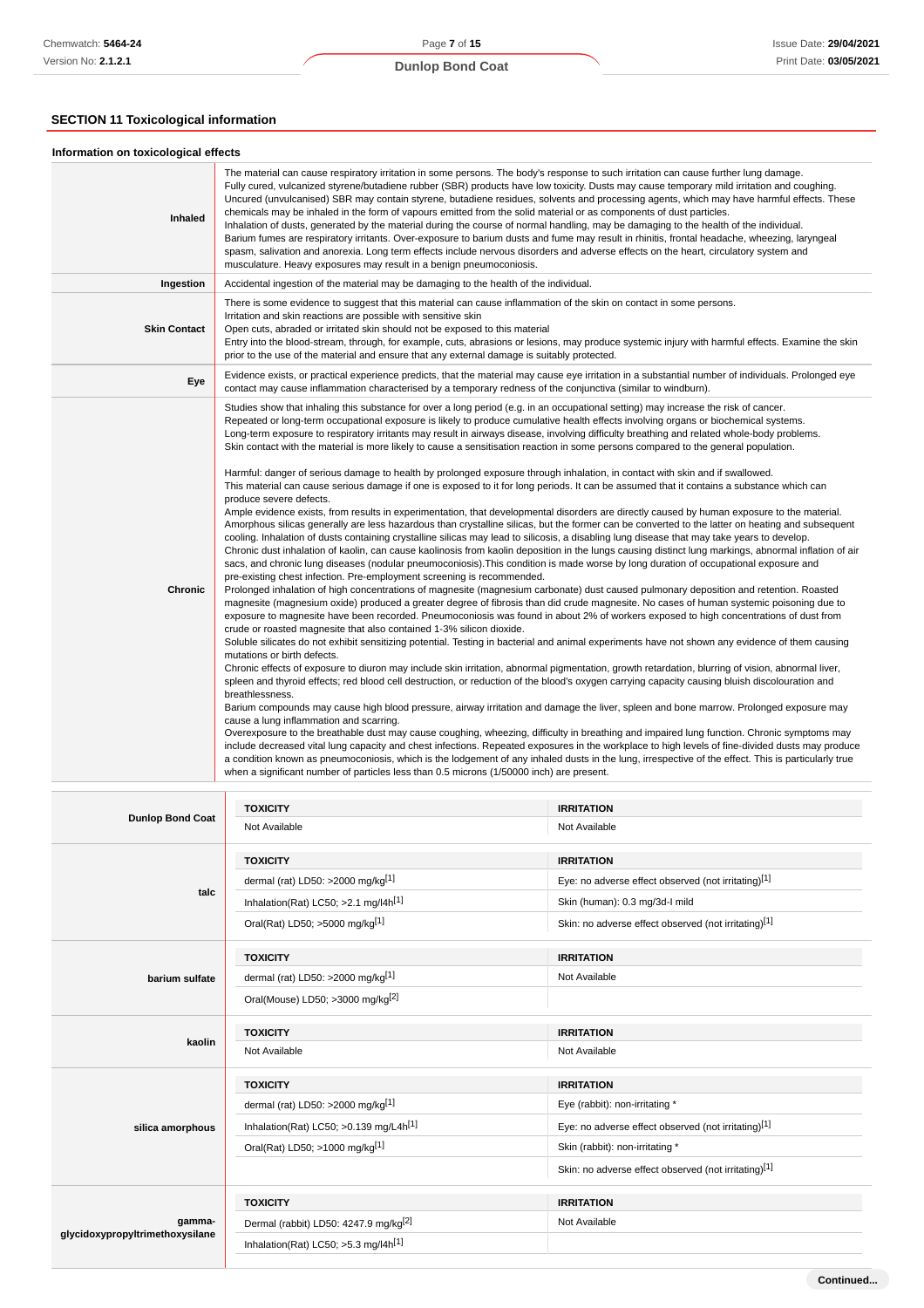## SECTION 11 Toxicological information

### Information on toxicological effects

| | |
|---|---|
| **Inhaled** | The material can cause respiratory irritation in some persons. The body's response to such irritation can cause further lung damage.<br>Fully cured, vulcanized styrene/butadiene rubber (SBR) products have low toxicity. Dusts may cause temporary mild irritation and coughing. Uncured (unvulcanised) SBR may contain styrene, butadiene residues, solvents and processing agents, which may have harmful effects. These chemicals may be inhaled in the form of vapours emitted from the solid material or as components of dust particles.<br>Inhalation of dusts, generated by the material during the course of normal handling, may be damaging to the health of the individual.<br>Barium fumes are respiratory irritants. Over-exposure to barium dusts and fume may result in rhinitis, frontal headache, wheezing, laryngeal spasm, salivation and anorexia. Long term effects include nervous disorders and adverse effects on the heart, circulatory system and musculature. Heavy exposures may result in a benign pneumoconiosis. |
| **Ingestion** | Accidental ingestion of the material may be damaging to the health of the individual. |
| **Skin Contact** | There is some evidence to suggest that this material can cause inflammation of the skin on contact in some persons.<br>Irritation and skin reactions are possible with sensitive skin<br>Open cuts, abraded or irritated skin should not be exposed to this material<br>Entry into the blood-stream, through, for example, cuts, abrasions or lesions, may produce systemic injury with harmful effects. Examine the skin prior to the use of the material and ensure that any external damage is suitably protected. |
| **Eye** | Evidence exists, or practical experience predicts, that the material may cause eye irritation in a substantial number of individuals. Prolonged eye contact may cause inflammation characterised by a temporary redness of the conjunctiva (similar to windburn). |
| **Chronic** | Studies show that inhaling this substance for over a long period (e.g. in an occupational setting) may increase the risk of cancer.<br>Repeated or long-term occupational exposure is likely to produce cumulative health effects involving organs or biochemical systems.<br>Long-term exposure to respiratory irritants may result in airways disease, involving difficulty breathing and related whole-body problems.<br>Skin contact with the material is more likely to cause a sensitisation reaction in some persons compared to the general population.<br><br>Harmful: danger of serious damage to health by prolonged exposure through inhalation, in contact with skin and if swallowed.<br>This material can cause serious damage if one is exposed to it for long periods. It can be assumed that it contains a substance which can produce severe defects.<br>Ample evidence exists, from results in experimentation, that developmental disorders are directly caused by human exposure to the material.<br>Amorphous silicas generally are less hazardous than crystalline silicas, but the former can be converted to the latter on heating and subsequent cooling. Inhalation of dusts containing crystalline silicas may lead to silicosis, a disabling lung disease that may take years to develop.<br>Chronic dust inhalation of kaolin, can cause kaolinosis from kaolin deposition in the lungs causing distinct lung markings, abnormal inflation of air sacs, and chronic lung diseases (nodular pneumoconiosis).This condition is made worse by long duration of occupational exposure and pre-existing chest infection. Pre-employment screening is recommended.<br>Prolonged inhalation of high concentrations of magnesite (magnesium carbonate) dust caused pulmonary deposition and retention. Roasted magnesite (magnesium oxide) produced a greater degree of fibrosis than did crude magnesite. No cases of human systemic poisoning due to exposure to magnesite have been recorded. Pneumoconiosis was found in about 2% of workers exposed to high concentrations of dust from crude or roasted magnesite that also contained 1-3% silicon dioxide.<br>Soluble silicates do not exhibit sensitizing potential. Testing in bacterial and animal experiments have not shown any evidence of them causing mutations or birth defects.<br>Chronic effects of exposure to diuron may include skin irritation, abnormal pigmentation, growth retardation, blurring of vision, abnormal liver, spleen and thyroid effects; red blood cell destruction, or reduction of the blood's oxygen carrying capacity causing bluish discolouration and breathlessness.<br>Barium compounds may cause high blood pressure, airway irritation and damage the liver, spleen and bone marrow. Prolonged exposure may cause a lung inflammation and scarring.<br>Overexposure to the breathable dust may cause coughing, wheezing, difficulty in breathing and impaired lung function. Chronic symptoms may include decreased vital lung capacity and chest infections. Repeated exposures in the workplace to high levels of fine-divided dusts may produce a condition known as pneumoconiosis, which is the lodgement of any inhaled dusts in the lung, irrespective of the effect. This is particularly true when a significant number of particles less than 0.5 microns (1/50000 inch) are present. |

| | TOXICITY | IRRITATION |
|---|---|---|
| **Dunlop Bond Coat** | Not Available | Not Available |
| **talc** | dermal (rat) LD50: >2000 mg/kg[1] | Eye: no adverse effect observed (not irritating)[1] |
| | Inhalation(Rat) LC50; >2.1 mg/l4h[1] | Skin (human): 0.3 mg/3d-I mild |
| | Oral(Rat) LD50; >5000 mg/kg[1] | Skin: no adverse effect observed (not irritating)[1] |
| **barium sulfate** | dermal (rat) LD50: >2000 mg/kg[1] | Not Available |
| | Oral(Mouse) LD50; >3000 mg/kg[2] | |
| **kaolin** | Not Available | Not Available |
| **silica amorphous** | dermal (rat) LD50: >2000 mg/kg[1] | Eye (rabbit): non-irritating * |
| | Inhalation(Rat) LC50; >0.139 mg/L4h[1] | Eye: no adverse effect observed (not irritating)[1] |
| | Oral(Rat) LD50; >1000 mg/kg[1] | Skin (rabbit): non-irritating * |
| | | Skin: no adverse effect observed (not irritating)[1] |
| **gamma-glycidoxypropyltrimethoxysilane** | Dermal (rabbit) LD50: 4247.9 mg/kg[2] | Not Available |
| | Inhalation(Rat) LC50; >5.3 mg/l4h[1] | |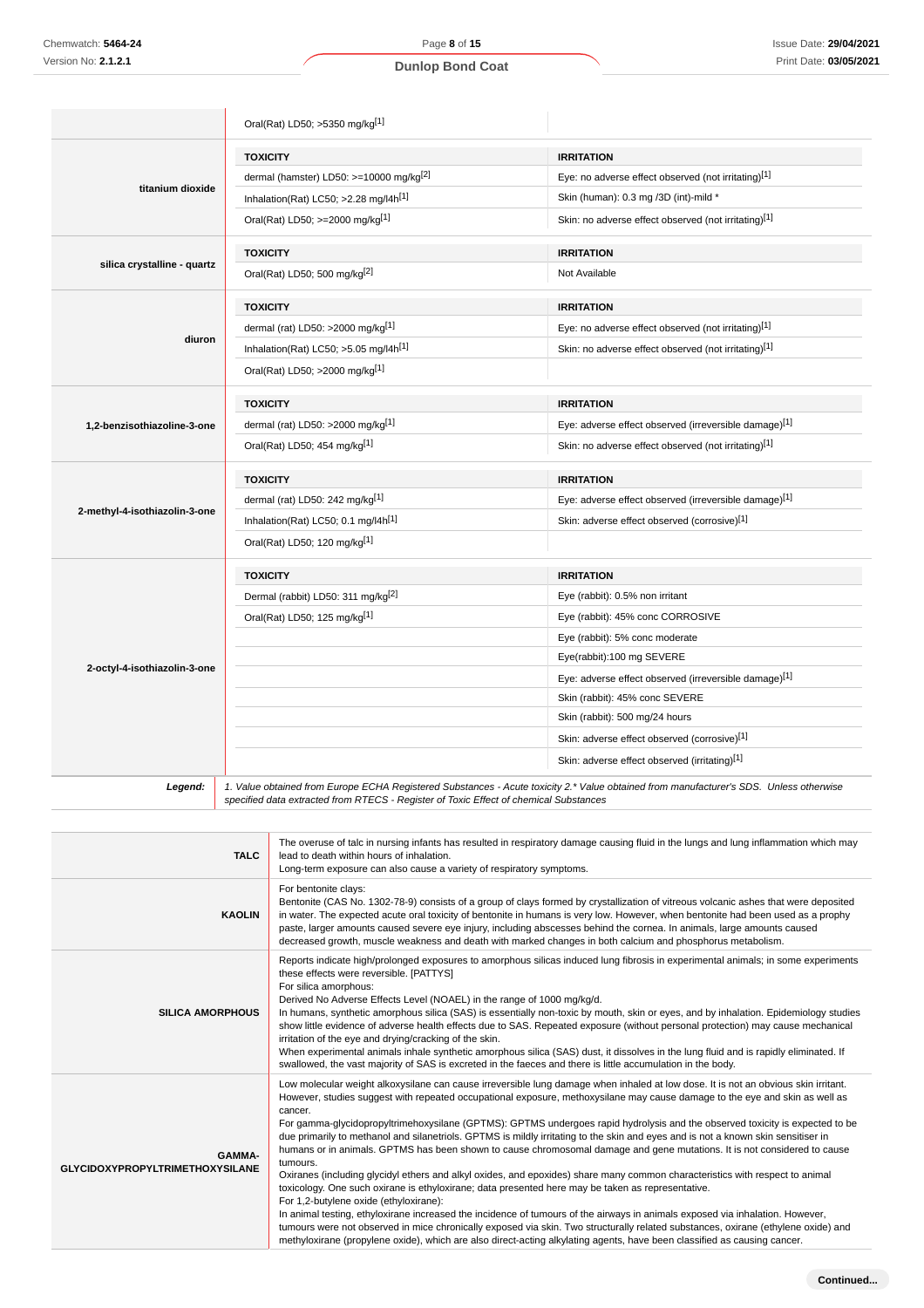| | | |
|---|---|---|
| | Oral(Rat) LD50; >5350 mg/kg[1] | |
| **titanium dioxide** | **TOXICITY** | **IRRITATION** |
| | dermal (hamster) LD50: >=10000 mg/kg[2] | Eye: no adverse effect observed (not irritating)[1] |
| | Inhalation(Rat) LC50; >2.28 mg/l4h[1] | Skin (human): 0.3 mg /3D (int)-mild * |
| | Oral(Rat) LD50; >=2000 mg/kg[1] | Skin: no adverse effect observed (not irritating)[1] |
| **silica crystalline - quartz** | **TOXICITY** | **IRRITATION** |
| | Oral(Rat) LD50; 500 mg/kg[2] | Not Available |
| **diuron** | **TOXICITY** | **IRRITATION** |
| | dermal (rat) LD50: >2000 mg/kg[1] | Eye: no adverse effect observed (not irritating)[1] |
| | Inhalation(Rat) LC50; >5.05 mg/l4h[1] | Skin: no adverse effect observed (not irritating)[1] |
| | Oral(Rat) LD50; >2000 mg/kg[1] | |
| **1,2-benzisothiazoline-3-one** | **TOXICITY** | **IRRITATION** |
| | dermal (rat) LD50: >2000 mg/kg[1] | Eye: adverse effect observed (irreversible damage)[1] |
| | Oral(Rat) LD50; 454 mg/kg[1] | Skin: no adverse effect observed (not irritating)[1] |
| **2-methyl-4-isothiazolin-3-one** | **TOXICITY** | **IRRITATION** |
| | dermal (rat) LD50: 242 mg/kg[1] | Eye: adverse effect observed (irreversible damage)[1] |
| | Inhalation(Rat) LC50; 0.1 mg/l4h[1] | Skin: adverse effect observed (corrosive)[1] |
| | Oral(Rat) LD50; 120 mg/kg[1] | |
| **2-octyl-4-isothiazolin-3-one** | **TOXICITY** | **IRRITATION** |
| | Dermal (rabbit) LD50: 311 mg/kg[2] | Eye (rabbit): 0.5% non irritant |
| | Oral(Rat) LD50; 125 mg/kg[1] | Eye (rabbit): 45% conc CORROSIVE |
| | | Eye (rabbit): 5% conc moderate |
| | | Eye(rabbit):100 mg SEVERE |
| | | Eye: adverse effect observed (irreversible damage)[1] |
| | | Skin (rabbit): 45% conc SEVERE |
| | | Skin (rabbit): 500 mg/24 hours |
| | | Skin: adverse effect observed (corrosive)[1] |
| | | Skin: adverse effect observed (irritating)[1] |
| ***Legend:*** | *1. Value obtained from Europe ECHA Registered Substances - Acute toxicity 2.* Value obtained from manufacturer's SDS. Unless otherwise specified data extracted from RTECS - Register of Toxic Effect of chemical Substances* | |

| | |
|---|---|
| **TALC** | The overuse of talc in nursing infants has resulted in respiratory damage causing fluid in the lungs and lung inflammation which may lead to death within hours of inhalation.<br>Long-term exposure can also cause a variety of respiratory symptoms. |
| **KAOLIN** | For bentonite clays:<br>Bentonite (CAS No. 1302-78-9) consists of a group of clays formed by crystallization of vitreous volcanic ashes that were deposited in water. The expected acute oral toxicity of bentonite in humans is very low. However, when bentonite had been used as a prophy paste, larger amounts caused severe eye injury, including abscesses behind the cornea. In animals, large amounts caused decreased growth, muscle weakness and death with marked changes in both calcium and phosphorus metabolism. |
| **SILICA AMORPHOUS** | Reports indicate high/prolonged exposures to amorphous silicas induced lung fibrosis in experimental animals; in some experiments these effects were reversible. [PATTYS]<br>For silica amorphous:<br>Derived No Adverse Effects Level (NOAEL) in the range of 1000 mg/kg/d.<br>In humans, synthetic amorphous silica (SAS) is essentially non-toxic by mouth, skin or eyes, and by inhalation. Epidemiology studies show little evidence of adverse health effects due to SAS. Repeated exposure (without personal protection) may cause mechanical irritation of the eye and drying/cracking of the skin.<br>When experimental animals inhale synthetic amorphous silica (SAS) dust, it dissolves in the lung fluid and is rapidly eliminated. If swallowed, the vast majority of SAS is excreted in the faeces and there is little accumulation in the body. |
| **GAMMA-GLYCIDOXYPROPYLTRIMETHOXYSILANE** | Low molecular weight alkoxysilane can cause irreversible lung damage when inhaled at low dose. It is not an obvious skin irritant. However, studies suggest with repeated occupational exposure, methoxysilane may cause damage to the eye and skin as well as cancer.<br>For gamma-glycidopropyltrimehoxysilane (GPTMS): GPTMS undergoes rapid hydrolysis and the observed toxicity is expected to be due primarily to methanol and silanetriols. GPTMS is mildly irritating to the skin and eyes and is not a known skin sensitiser in humans or in animals. GPTMS has been shown to cause chromosomal damage and gene mutations. It is not considered to cause tumours.<br>Oxiranes (including glycidyl ethers and alkyl oxides, and epoxides) share many common characteristics with respect to animal toxicology. One such oxirane is ethyloxirane; data presented here may be taken as representative.<br>For 1,2-butylene oxide (ethyloxirane):<br>In animal testing, ethyloxirane increased the incidence of tumours of the airways in animals exposed via inhalation. However, tumours were not observed in mice chronically exposed via skin. Two structurally related substances, oxirane (ethylene oxide) and methyloxirane (propylene oxide), which are also direct-acting alkylating agents, have been classified as causing cancer. |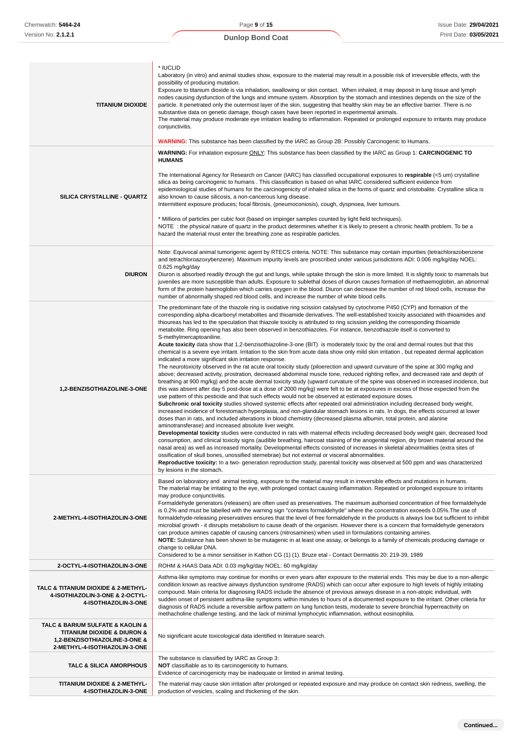| | |
|---|---|
| **TITANIUM DIOXIDE** | * IUCLID<br>Laboratory (in vitro) and animal studies show, exposure to the material may result in a possible risk of irreversible effects, with the possibility of producing mutation.<br>Exposure to titanium dioxide is via inhalation, swallowing or skin contact. When inhaled, it may deposit in lung tissue and lymph nodes causing dysfunction of the lungs and immune system. Absorption by the stomach and intestines depends on the size of the particle. It penetrated only the outermost layer of the skin, suggesting that healthy skin may be an effective barrier. There is no substantive data on genetic damage, though cases have been reported in experimental animals.<br>The material may produce moderate eye irritation leading to inflammation. Repeated or prolonged exposure to irritants may produce conjunctivitis.<br><br>**WARNING:** This substance has been classified by the IARC as Group 2B: Possibly Carcinogenic to Humans. |
| **SILICA CRYSTALLINE - QUARTZ** | **WARNING:** For inhalation exposure ONLY: This substance has been classified by the IARC as Group 1: **CARCINOGENIC TO HUMANS**<br><br>The International Agency for Research on Cancer (IARC) has classified occupational exposures to **respirable** (<5 um) crystalline silica as being carcinogenic to humans . This classification is based on what IARC considered sufficient evidence from epidemiological studies of humans for the carcinogenicity of inhaled silica in the forms of quartz and cristobalite. Crystalline silica is also known to cause silicosis, a non-cancerous lung disease.<br>Intermittent exposure produces; focal fibrosis, (pneumoconiosis), cough, dyspnoea, liver tumours.<br><br>* Millions of particles per cubic foot (based on impinger samples counted by light field techniques).<br>NOTE : the physical nature of quartz in the product determines whether it is likely to present a chronic health problem. To be a hazard the material must enter the breathing zone as respirable particles. |
| **DIURON** | Note: Equivocal animal tumorigenic agent by RTECS criteria. NOTE: This substance may contain impurities (tetrachlorazobenzene and tetrachloroazoxybenzene). Maximum impurity levels are proscribed under various jurisdictions ADI: 0.006 mg/kg/day NOEL: 0.625 mg/kg/day<br>Diuron is absorbed readily through the gut and lungs, while uptake through the skin is more limited. It is slightly toxic to mammals but juveniles are more susceptible than adults. Exposure to sublethal doses of diuron causes formation of methaemoglobin, an abnormal form of the protein haemoglobin which carries oxygen in the blood. Diuron can decrease the number of red blood cells, increase the number of abnormally shaped red blood cells, and increase the number of white blood cells. |
| **1,2-BENZISOTHIAZOLINE-3-ONE** | The predominant fate of the thiazole ring is oxidative ring scission catalysed by cytochrome P450 (CYP) and formation of the corresponding alpha-dicarbonyl metabolites and thioamide derivatives. The well-established toxicity associated with thioamides and thioureas has led to the speculation that thiazole toxicity is attributed to ring scission yielding the corresponding thioamide metabolite. Ring opening has also been observed in benzothiazoles. For instance, benzothiazole itself is converted to S-methylmercaptoaniline.<br>**Acute toxicity** data show that 1,2-benzisothiazoline-3-one (BIT) is moderately toxic by the oral and dermal routes but that this chemical is a severe eye irritant. Irritation to the skin from acute data show only mild skin irritation , but repeated dermal application indicated a more significant skin irritation response.<br>The neurotoxicity observed in the rat acute oral toxicity study (piloerection and upward curvature of the spine at 300 mg/kg and above; decreased activity, prostration, decreased abdominal muscle tone, reduced righting reflex, and decreased rate and depth of breathing at 900 mg/kg) and the acute dermal toxicity study (upward curvature of the spine was observed in increased incidence, but this was absent after day 5 post-dose at a dose of 2000 mg/kg) were felt to be at exposures in excess of those expected from the use pattern of this pesticide and that such effects would not be observed at estimated exposure doses.<br>**Subchronic oral toxicity** studies showed systemic effects after repeated oral administration including decreased body weight, increased incidence of forestomach hyperplasia, and non-glandular stomach lesions in rats. In dogs, the effects occurred at lower doses than in rats, and included alterations in blood chemistry (decreased plasma albumin, total protein, and alanine aminotransferase) and increased absolute liver weight.<br>**Developmental toxicity** studies were conducted in rats with maternal effects including decreased body weight gain, decreased food consumption, and clinical toxicity signs (audible breathing, haircoat staining of the anogenital region, dry brown material around the nasal area) as well as increased mortality. Developmental effects consisted of increases in skeletal abnormalities (extra sites of ossification of skull bones, unossified sternebrae) but not external or visceral abnormalities.<br>**Reproductive toxicity:** In a two- generation reproduction study, parental toxicity was observed at 500 ppm and was characterized by lesions in the stomach. |
| **2-METHYL-4-ISOTHIAZOLIN-3-ONE** | Based on laboratory and animal testing, exposure to the material may result in irreversible effects and mutations in humans.<br>The material may be irritating to the eye, with prolonged contact causing inflammation. Repeated or prolonged exposure to irritants may produce conjunctivitis.<br>Formaldehyde generators (releasers) are often used as preservatives. The maximum authorised concentration of free formaldehyde is 0.2% and must be labelled with the warning sign "contains formaldehyde" where the concentration exceeds 0.05%.The use of formaldehyde-releasing preservatives ensures that the level of free formaldehyde in the products is always low but sufficient to inhibit microbial growth - it disrupts metabolism to cause death of the organism. However there is a concern that formaldehyde generators can produce amines capable of causing cancers (nitrosamines) when used in formulations containing amines.<br>**NOTE:** Substance has been shown to be mutagenic in at least one assay, or belongs to a family of chemicals producing damage or change to cellular DNA.<br>Considered to be a minor sensitiser in Kathon CG (1) (1). Bruze etal - Contact Dermatitis 20: 219-39, 1989 |
| **2-OCTYL-4-ISOTHIAZOLIN-3-ONE** | ROHM & HAAS Data ADI: 0.03 mg/kg/day NOEL: 60 mg/kg/day |
| **TALC & TITANIUM DIOXIDE & 2-METHYL-4-ISOTHIAZOLIN-3-ONE & 2-OCTYL-4-ISOTHIAZOLIN-3-ONE** | Asthma-like symptoms may continue for months or even years after exposure to the material ends. This may be due to a non-allergic condition known as reactive airways dysfunction syndrome (RADS) which can occur after exposure to high levels of highly irritating compound. Main criteria for diagnosing RADS include the absence of previous airways disease in a non-atopic individual, with sudden onset of persistent asthma-like symptoms within minutes to hours of a documented exposure to the irritant. Other criteria for diagnosis of RADS include a reversible airflow pattern on lung function tests, moderate to severe bronchial hyperreactivity on methacholine challenge testing, and the lack of minimal lymphocytic inflammation, without eosinophilia. |
| **TALC & BARIUM SULFATE & KAOLIN & TITANIUM DIOXIDE & DIURON & 1,2-BENZISOTHIAZOLINE-3-ONE & 2-METHYL-4-ISOTHIAZOLIN-3-ONE** | No significant acute toxicological data identified in literature search. |
| **TALC & SILICA AMORPHOUS** | The substance is classified by IARC as Group 3:<br>**NOT** classifiable as to its carcinogenicity to humans.<br>Evidence of carcinogenicity may be inadequate or limited in animal testing. |
| **TITANIUM DIOXIDE & 2-METHYL-4-ISOTHIAZOLIN-3-ONE** | The material may cause skin irritation after prolonged or repeated exposure and may produce on contact skin redness, swelling, the production of vesicles, scaling and thickening of the skin. |

**Continued...**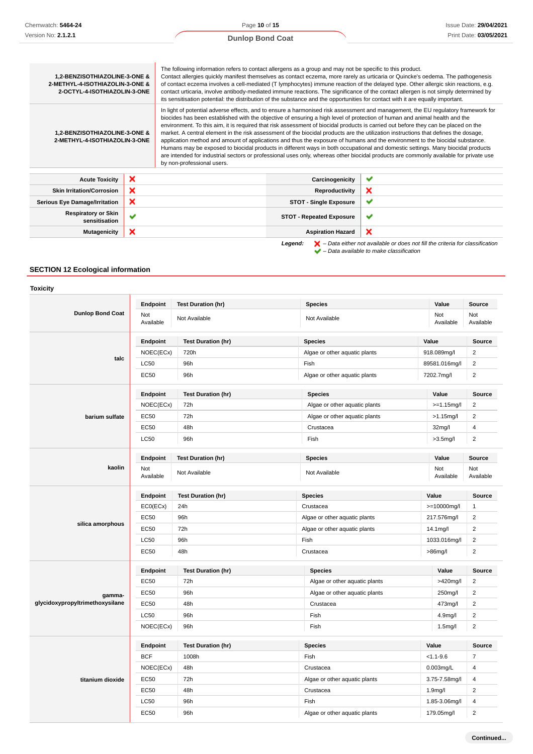| | |
|---|---|
| **1,2-BENZISOTHIAZOLINE-3-ONE & 2-METHYL-4-ISOTHIAZOLIN-3-ONE & 2-OCTYL-4-ISOTHIAZOLIN-3-ONE** | The following information refers to contact allergens as a group and may not be specific to this product. Contact allergies quickly manifest themselves as contact eczema, more rarely as urticaria or Quincke's oedema. The pathogenesis of contact eczema involves a cell-mediated (T lymphocytes) immune reaction of the delayed type. Other allergic skin reactions, e.g. contact urticaria, involve antibody-mediated immune reactions. The significance of the contact allergen is not simply determined by its sensitisation potential: the distribution of the substance and the opportunities for contact with it are equally important. |
| **1,2-BENZISOTHIAZOLINE-3-ONE & 2-METHYL-4-ISOTHIAZOLIN-3-ONE** | In light of potential adverse effects, and to ensure a harmonised risk assessment and management, the EU regulatory framework for biocides has been established with the objective of ensuring a high level of protection of human and animal health and the environment. To this aim, it is required that risk assessment of biocidal products is carried out before they can be placed on the market. A central element in the risk assessment of the biocidal products are the utilization instructions that defines the dosage, application method and amount of applications and thus the exposure of humans and the environment to the biocidal substance. Humans may be exposed to biocidal products in different ways in both occupational and domestic settings. Many biocidal products are intended for industrial sectors or professional uses only, whereas other biocidal products are commonly available for private use by non-professional users. |

| | | | |
|---|---|---|---|
| **Acute Toxicity** | ✘ | **Carcinogenicity** | ✔ |
| **Skin Irritation/Corrosion** | ✘ | **Reproductivity** | ✘ |
| **Serious Eye Damage/Irritation** | ✘ | **STOT - Single Exposure** | ✔ |
| **Respiratory or Skin sensitisation** | ✔ | **STOT - Repeated Exposure** | ✔ |
| **Mutagenicity** | ✘ | **Aspiration Hazard** | ✘ |

***Legend:*** ✘ *– Data either not available or does not fill the criteria for classification*
✔ *– Data available to make classification*

## SECTION 12 Ecological information

### Toxicity

| | Endpoint | Test Duration (hr) | Species | Value | Source |
|---|---|---|---|---|---|
| **Dunlop Bond Coat** | Not Available | Not Available | Not Available | Not Available | Not Available |
| **talc** | NOEC(ECx) | 720h | Algae or other aquatic plants | 918.089mg/l | 2 |
| | LC50 | 96h | Fish | 89581.016mg/l | 2 |
| | EC50 | 96h | Algae or other aquatic plants | 7202.7mg/l | 2 |
| **barium sulfate** | NOEC(ECx) | 72h | Algae or other aquatic plants | >=1.15mg/l | 2 |
| | EC50 | 72h | Algae or other aquatic plants | >1.15mg/l | 2 |
| | EC50 | 48h | Crustacea | 32mg/l | 4 |
| | LC50 | 96h | Fish | >3.5mg/l | 2 |
| **kaolin** | Not Available | Not Available | Not Available | Not Available | Not Available |
| **silica amorphous** | EC0(ECx) | 24h | Crustacea | >=10000mg/l | 1 |
| | EC50 | 96h | Algae or other aquatic plants | 217.576mg/l | 2 |
| | EC50 | 72h | Algae or other aquatic plants | 14.1mg/l | 2 |
| | LC50 | 96h | Fish | 1033.016mg/l | 2 |
| | EC50 | 48h | Crustacea | >86mg/l | 2 |
| **gamma-glycidoxypropyltrimethoxysilane** | EC50 | 72h | Algae or other aquatic plants | >420mg/l | 2 |
| | EC50 | 96h | Algae or other aquatic plants | 250mg/l | 2 |
| | EC50 | 48h | Crustacea | 473mg/l | 2 |
| | LC50 | 96h | Fish | 4.9mg/l | 2 |
| | NOEC(ECx) | 96h | Fish | 1.5mg/l | 2 |
| **titanium dioxide** | BCF | 1008h | Fish | <1.1-9.6 | 7 |
| | NOEC(ECx) | 48h | Crustacea | 0.003mg/L | 4 |
| | EC50 | 72h | Algae or other aquatic plants | 3.75-7.58mg/l | 4 |
| | EC50 | 48h | Crustacea | 1.9mg/l | 2 |
| | LC50 | 96h | Fish | 1.85-3.06mg/l | 4 |
| | EC50 | 96h | Algae or other aquatic plants | 179.05mg/l | 2 |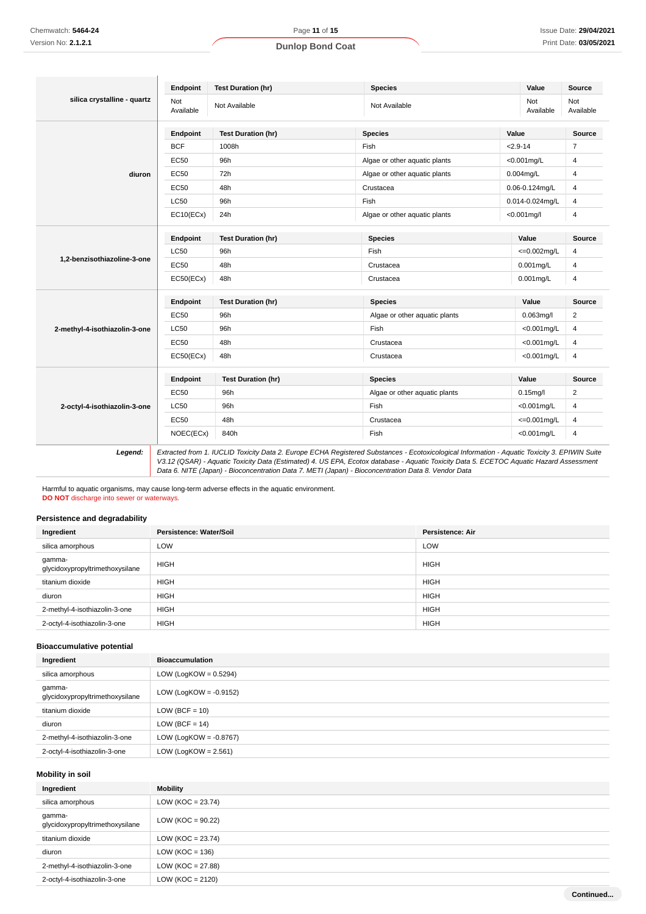| silica crystalline - quartz | Endpoint | Test Duration (hr) | Species | Value | Source |
|---|---|---|---|---|---|
| | Not Available | Not Available | Not Available | Not Available | Not Available |

| diuron | Endpoint | Test Duration (hr) | Species | Value | Source |
|---|---|---|---|---|---|
| | BCF | 1008h | Fish | <2.9-14 | 7 |
| | EC50 | 96h | Algae or other aquatic plants | <0.001mg/L | 4 |
| | EC50 | 72h | Algae or other aquatic plants | 0.004mg/L | 4 |
| | EC50 | 48h | Crustacea | 0.06-0.124mg/L | 4 |
| | LC50 | 96h | Fish | 0.014-0.024mg/L | 4 |
| | EC10(ECx) | 24h | Algae or other aquatic plants | <0.001mg/l | 4 |

| 1,2-benzisothiazoline-3-one | Endpoint | Test Duration (hr) | Species | Value | Source |
|---|---|---|---|---|---|
| | LC50 | 96h | Fish | <=0.002mg/L | 4 |
| | EC50 | 48h | Crustacea | 0.001mg/L | 4 |
| | EC50(ECx) | 48h | Crustacea | 0.001mg/L | 4 |

| 2-methyl-4-isothiazolin-3-one | Endpoint | Test Duration (hr) | Species | Value | Source |
|---|---|---|---|---|---|
| | EC50 | 96h | Algae or other aquatic plants | 0.063mg/l | 2 |
| | LC50 | 96h | Fish | <0.001mg/L | 4 |
| | EC50 | 48h | Crustacea | <0.001mg/L | 4 |
| | EC50(ECx) | 48h | Crustacea | <0.001mg/L | 4 |

| 2-octyl-4-isothiazolin-3-one | Endpoint | Test Duration (hr) | Species | Value | Source |
|---|---|---|---|---|---|
| | EC50 | 96h | Algae or other aquatic plants | 0.15mg/l | 2 |
| | LC50 | 96h | Fish | <0.001mg/L | 4 |
| | EC50 | 48h | Crustacea | <=0.001mg/L | 4 |
| | NOEC(ECx) | 840h | Fish | <0.001mg/L | 4 |

***Legend:*** *Extracted from 1. IUCLID Toxicity Data 2. Europe ECHA Registered Substances - Ecotoxicological Information - Aquatic Toxicity 3. EPIWIN Suite V3.12 (QSAR) - Aquatic Toxicity Data (Estimated) 4. US EPA, Ecotox database - Aquatic Toxicity Data 5. ECETOC Aquatic Hazard Assessment Data 6. NITE (Japan) - Bioconcentration Data 7. METI (Japan) - Bioconcentration Data 8. Vendor Data*

Harmful to aquatic organisms, may cause long-term adverse effects in the aquatic environment.
**DO NOT** discharge into sewer or waterways.

### Persistence and degradability

| Ingredient | Persistence: Water/Soil | Persistence: Air |
|---|---|---|
| silica amorphous | LOW | LOW |
| gamma-glycidoxypropyltrimethoxysilane | HIGH | HIGH |
| titanium dioxide | HIGH | HIGH |
| diuron | HIGH | HIGH |
| 2-methyl-4-isothiazolin-3-one | HIGH | HIGH |
| 2-octyl-4-isothiazolin-3-one | HIGH | HIGH |

### Bioaccumulative potential

| Ingredient | Bioaccumulation |
|---|---|
| silica amorphous | LOW (LogKOW = 0.5294) |
| gamma-glycidoxypropyltrimethoxysilane | LOW (LogKOW = -0.9152) |
| titanium dioxide | LOW (BCF = 10) |
| diuron | LOW (BCF = 14) |
| 2-methyl-4-isothiazolin-3-one | LOW (LogKOW = -0.8767) |
| 2-octyl-4-isothiazolin-3-one | LOW (LogKOW = 2.561) |

### Mobility in soil

| Ingredient | Mobility |
|---|---|
| silica amorphous | LOW (KOC = 23.74) |
| gamma-glycidoxypropyltrimethoxysilane | LOW (KOC = 90.22) |
| titanium dioxide | LOW (KOC = 23.74) |
| diuron | LOW (KOC = 136) |
| 2-methyl-4-isothiazolin-3-one | LOW (KOC = 27.88) |
| 2-octyl-4-isothiazolin-3-one | LOW (KOC = 2120) |

**Continued...**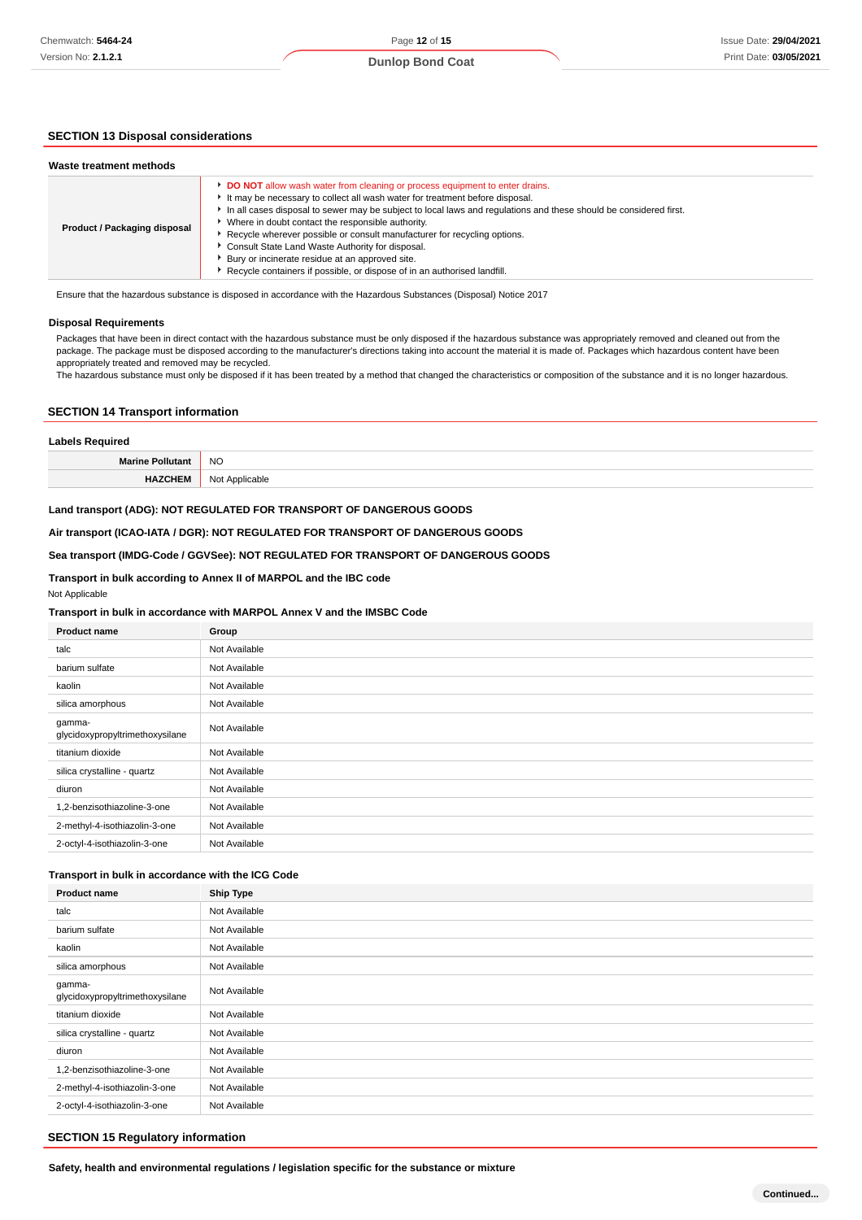## SECTION 13 Disposal considerations

### Waste treatment methods

| | |
|---|---|
| **Product / Packaging disposal** | ▸ **DO NOT** allow wash water from cleaning or process equipment to enter drains.<br>▸ It may be necessary to collect all wash water for treatment before disposal.<br>▸ In all cases disposal to sewer may be subject to local laws and regulations and these should be considered first.<br>▸ Where in doubt contact the responsible authority.<br>▸ Recycle wherever possible or consult manufacturer for recycling options.<br>▸ Consult State Land Waste Authority for disposal.<br>▸ Bury or incinerate residue at an approved site.<br>▸ Recycle containers if possible, or dispose of in an authorised landfill. |

Ensure that the hazardous substance is disposed in accordance with the Hazardous Substances (Disposal) Notice 2017

### Disposal Requirements

Packages that have been in direct contact with the hazardous substance must be only disposed if the hazardous substance was appropriately removed and cleaned out from the package. The package must be disposed according to the manufacturer's directions taking into account the material it is made of. Packages which hazardous content have been appropriately treated and removed may be recycled.
The hazardous substance must only be disposed if it has been treated by a method that changed the characteristics or composition of the substance and it is no longer hazardous.

## SECTION 14 Transport information

### Labels Required

| | |
|---|---|
| **Marine Pollutant** | NO |
| **HAZCHEM** | Not Applicable |

**Land transport (ADG): NOT REGULATED FOR TRANSPORT OF DANGEROUS GOODS**

**Air transport (ICAO-IATA / DGR): NOT REGULATED FOR TRANSPORT OF DANGEROUS GOODS**

**Sea transport (IMDG-Code / GGVSee): NOT REGULATED FOR TRANSPORT OF DANGEROUS GOODS**

**Transport in bulk according to Annex II of MARPOL and the IBC code**

Not Applicable

**Transport in bulk in accordance with MARPOL Annex V and the IMSBC Code**

| Product name | Group |
|---|---|
| talc | Not Available |
| barium sulfate | Not Available |
| kaolin | Not Available |
| silica amorphous | Not Available |
| gamma-glycidoxypropyltrimethoxysilane | Not Available |
| titanium dioxide | Not Available |
| silica crystalline - quartz | Not Available |
| diuron | Not Available |
| 1,2-benzisothiazoline-3-one | Not Available |
| 2-methyl-4-isothiazolin-3-one | Not Available |
| 2-octyl-4-isothiazolin-3-one | Not Available |

**Transport in bulk in accordance with the ICG Code**

| Product name | Ship Type |
|---|---|
| talc | Not Available |
| barium sulfate | Not Available |
| kaolin | Not Available |
| silica amorphous | Not Available |
| gamma-glycidoxypropyltrimethoxysilane | Not Available |
| titanium dioxide | Not Available |
| silica crystalline - quartz | Not Available |
| diuron | Not Available |
| 1,2-benzisothiazoline-3-one | Not Available |
| 2-methyl-4-isothiazolin-3-one | Not Available |
| 2-octyl-4-isothiazolin-3-one | Not Available |

## SECTION 15 Regulatory information

**Safety, health and environmental regulations / legislation specific for the substance or mixture**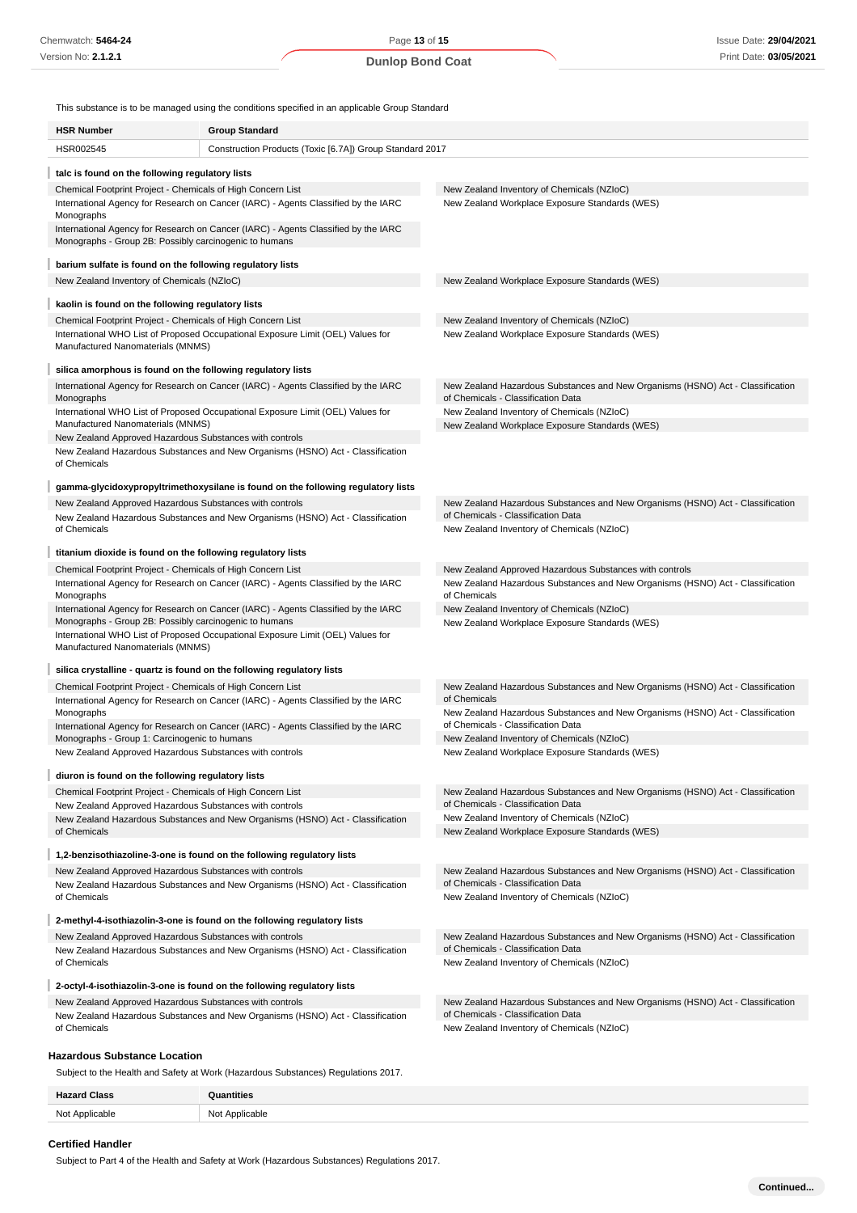This substance is to be managed using the conditions specified in an applicable Group Standard

| HSR Number | Group Standard |
| --- | --- |
| HSR002545 | Construction Products (Toxic [6.7A]) Group Standard 2017 |

**talc is found on the following regulatory lists**

| | |
| --- | --- |
| Chemical Footprint Project - Chemicals of High Concern List | New Zealand Inventory of Chemicals (NZIoC) |
| International Agency for Research on Cancer (IARC) - Agents Classified by the IARC Monographs | New Zealand Workplace Exposure Standards (WES) |
| International Agency for Research on Cancer (IARC) - Agents Classified by the IARC Monographs - Group 2B: Possibly carcinogenic to humans | |

**barium sulfate is found on the following regulatory lists**

| | |
| --- | --- |
| New Zealand Inventory of Chemicals (NZIoC) | New Zealand Workplace Exposure Standards (WES) |

**kaolin is found on the following regulatory lists**

| | |
| --- | --- |
| Chemical Footprint Project - Chemicals of High Concern List | New Zealand Inventory of Chemicals (NZIoC) |
| International WHO List of Proposed Occupational Exposure Limit (OEL) Values for Manufactured Nanomaterials (MNMS) | New Zealand Workplace Exposure Standards (WES) |

**silica amorphous is found on the following regulatory lists**

| | |
| --- | --- |
| International Agency for Research on Cancer (IARC) - Agents Classified by the IARC Monographs | New Zealand Hazardous Substances and New Organisms (HSNO) Act - Classification of Chemicals - Classification Data |
| International WHO List of Proposed Occupational Exposure Limit (OEL) Values for Manufactured Nanomaterials (MNMS) | New Zealand Inventory of Chemicals (NZIoC) |
| New Zealand Approved Hazardous Substances with controls | New Zealand Workplace Exposure Standards (WES) |
| New Zealand Hazardous Substances and New Organisms (HSNO) Act - Classification of Chemicals | |

**gamma-glycidoxypropyltrimethoxysilane is found on the following regulatory lists**

| | |
| --- | --- |
| New Zealand Approved Hazardous Substances with controls | New Zealand Hazardous Substances and New Organisms (HSNO) Act - Classification of Chemicals - Classification Data |
| New Zealand Hazardous Substances and New Organisms (HSNO) Act - Classification of Chemicals | New Zealand Inventory of Chemicals (NZIoC) |

**titanium dioxide is found on the following regulatory lists**

| | |
| --- | --- |
| Chemical Footprint Project - Chemicals of High Concern List | New Zealand Approved Hazardous Substances with controls |
| International Agency for Research on Cancer (IARC) - Agents Classified by the IARC Monographs | New Zealand Hazardous Substances and New Organisms (HSNO) Act - Classification of Chemicals |
| International Agency for Research on Cancer (IARC) - Agents Classified by the IARC Monographs - Group 2B: Possibly carcinogenic to humans | New Zealand Inventory of Chemicals (NZIoC) |
| International WHO List of Proposed Occupational Exposure Limit (OEL) Values for Manufactured Nanomaterials (MNMS) | New Zealand Workplace Exposure Standards (WES) |

**silica crystalline - quartz is found on the following regulatory lists**

| | |
| --- | --- |
| Chemical Footprint Project - Chemicals of High Concern List | New Zealand Hazardous Substances and New Organisms (HSNO) Act - Classification of Chemicals |
| International Agency for Research on Cancer (IARC) - Agents Classified by the IARC Monographs | New Zealand Hazardous Substances and New Organisms (HSNO) Act - Classification of Chemicals - Classification Data |
| International Agency for Research on Cancer (IARC) - Agents Classified by the IARC Monographs - Group 1: Carcinogenic to humans | New Zealand Inventory of Chemicals (NZIoC) |
| New Zealand Approved Hazardous Substances with controls | New Zealand Workplace Exposure Standards (WES) |

**diuron is found on the following regulatory lists**

| | |
| --- | --- |
| Chemical Footprint Project - Chemicals of High Concern List | New Zealand Hazardous Substances and New Organisms (HSNO) Act - Classification of Chemicals - Classification Data |
| New Zealand Approved Hazardous Substances with controls | New Zealand Inventory of Chemicals (NZIoC) |
| New Zealand Hazardous Substances and New Organisms (HSNO) Act - Classification of Chemicals | New Zealand Workplace Exposure Standards (WES) |

**1,2-benzisothiazoline-3-one is found on the following regulatory lists**

| | |
| --- | --- |
| New Zealand Approved Hazardous Substances with controls | New Zealand Hazardous Substances and New Organisms (HSNO) Act - Classification of Chemicals - Classification Data |
| New Zealand Hazardous Substances and New Organisms (HSNO) Act - Classification of Chemicals | New Zealand Inventory of Chemicals (NZIoC) |

**2-methyl-4-isothiazolin-3-one is found on the following regulatory lists**

| | |
| --- | --- |
| New Zealand Approved Hazardous Substances with controls | New Zealand Hazardous Substances and New Organisms (HSNO) Act - Classification of Chemicals - Classification Data |
| New Zealand Hazardous Substances and New Organisms (HSNO) Act - Classification of Chemicals | New Zealand Inventory of Chemicals (NZIoC) |

**2-octyl-4-isothiazolin-3-one is found on the following regulatory lists**

| | |
| --- | --- |
| New Zealand Approved Hazardous Substances with controls | New Zealand Hazardous Substances and New Organisms (HSNO) Act - Classification of Chemicals - Classification Data |
| New Zealand Hazardous Substances and New Organisms (HSNO) Act - Classification of Chemicals | New Zealand Inventory of Chemicals (NZIoC) |

### Hazardous Substance Location

Subject to the Health and Safety at Work (Hazardous Substances) Regulations 2017.

| Hazard Class | Quantities |
| --- | --- |
| Not Applicable | Not Applicable |

### Certified Handler

Subject to Part 4 of the Health and Safety at Work (Hazardous Substances) Regulations 2017.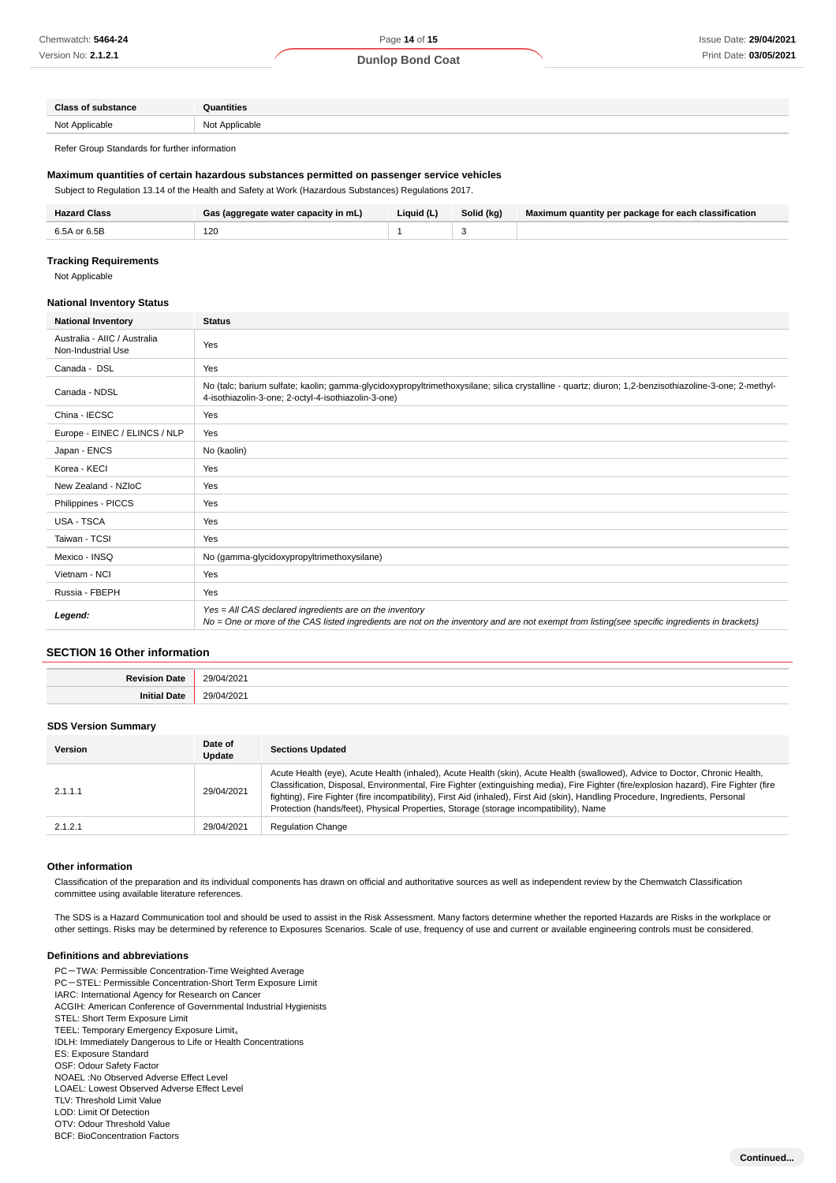| Class of substance | Quantities |
| --- | --- |
| Not Applicable | Not Applicable |

Refer Group Standards for further information

### Maximum quantities of certain hazardous substances permitted on passenger service vehicles

Subject to Regulation 13.14 of the Health and Safety at Work (Hazardous Substances) Regulations 2017.

| Hazard Class | Gas (aggregate water capacity in mL) | Liquid (L) | Solid (kg) | Maximum quantity per package for each classification |
| --- | --- | --- | --- | --- |
| 6.5A or 6.5B | 120 | 1 | 3 | |

### Tracking Requirements

Not Applicable

### National Inventory Status

| National Inventory | Status |
| --- | --- |
| Australia - AIIC / Australia Non-Industrial Use | Yes |
| Canada - DSL | Yes |
| Canada - NDSL | No (talc; barium sulfate; kaolin; gamma-glycidoxypropyltrimethoxysilane; silica crystalline - quartz; diuron; 1,2-benzisothiazoline-3-one; 2-methyl-4-isothiazolin-3-one; 2-octyl-4-isothiazolin-3-one) |
| China - IECSC | Yes |
| Europe - EINEC / ELINCS / NLP | Yes |
| Japan - ENCS | No (kaolin) |
| Korea - KECI | Yes |
| New Zealand - NZIoC | Yes |
| Philippines - PICCS | Yes |
| USA - TSCA | Yes |
| Taiwan - TCSI | Yes |
| Mexico - INSQ | No (gamma-glycidoxypropyltrimethoxysilane) |
| Vietnam - NCI | Yes |
| Russia - FBEPH | Yes |
| ***Legend:*** | *Yes = All CAS declared ingredients are on the inventory*<br>*No = One or more of the CAS listed ingredients are not on the inventory and are not exempt from listing(see specific ingredients in brackets)* |

## SECTION 16 Other information

| | |
| --- | --- |
| **Revision Date** | 29/04/2021 |
| **Initial Date** | 29/04/2021 |

### SDS Version Summary

| Version | Date of Update | Sections Updated |
| --- | --- | --- |
| 2.1.1.1 | 29/04/2021 | Acute Health (eye), Acute Health (inhaled), Acute Health (skin), Acute Health (swallowed), Advice to Doctor, Chronic Health, Classification, Disposal, Environmental, Fire Fighter (extinguishing media), Fire Fighter (fire/explosion hazard), Fire Fighter (fire fighting), Fire Fighter (fire incompatibility), First Aid (inhaled), First Aid (skin), Handling Procedure, Ingredients, Personal Protection (hands/feet), Physical Properties, Storage (storage incompatibility), Name |
| 2.1.2.1 | 29/04/2021 | Regulation Change |

### Other information

Classification of the preparation and its individual components has drawn on official and authoritative sources as well as independent review by the Chemwatch Classification committee using available literature references.

The SDS is a Hazard Communication tool and should be used to assist in the Risk Assessment. Many factors determine whether the reported Hazards are Risks in the workplace or other settings. Risks may be determined by reference to Exposures Scenarios. Scale of use, frequency of use and current or available engineering controls must be considered.

### Definitions and abbreviations

PC－TWA: Permissible Concentration-Time Weighted Average
PC－STEL: Permissible Concentration-Short Term Exposure Limit
IARC: International Agency for Research on Cancer
ACGIH: American Conference of Governmental Industrial Hygienists
STEL: Short Term Exposure Limit
TEEL: Temporary Emergency Exposure Limit。
IDLH: Immediately Dangerous to Life or Health Concentrations
ES: Exposure Standard
OSF: Odour Safety Factor
NOAEL :No Observed Adverse Effect Level
LOAEL: Lowest Observed Adverse Effect Level
TLV: Threshold Limit Value
LOD: Limit Of Detection
OTV: Odour Threshold Value
BCF: BioConcentration Factors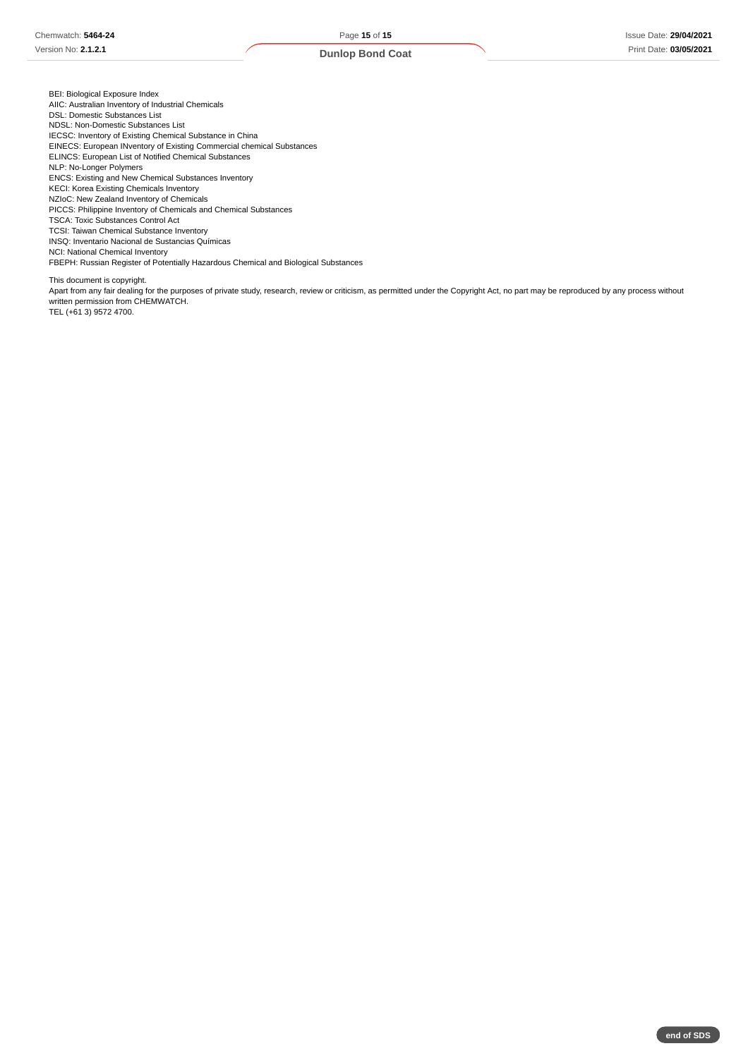BEI: Biological Exposure Index
AIIC: Australian Inventory of Industrial Chemicals
DSL: Domestic Substances List
NDSL: Non-Domestic Substances List
IECSC: Inventory of Existing Chemical Substance in China
EINECS: European INventory of Existing Commercial chemical Substances
ELINCS: European List of Notified Chemical Substances
NLP: No-Longer Polymers
ENCS: Existing and New Chemical Substances Inventory
KECI: Korea Existing Chemicals Inventory
NZIoC: New Zealand Inventory of Chemicals
PICCS: Philippine Inventory of Chemicals and Chemical Substances
TSCA: Toxic Substances Control Act
TCSI: Taiwan Chemical Substance Inventory
INSQ: Inventario Nacional de Sustancias Químicas
NCI: National Chemical Inventory
FBEPH: Russian Register of Potentially Hazardous Chemical and Biological Substances

This document is copyright.
Apart from any fair dealing for the purposes of private study, research, review or criticism, as permitted under the Copyright Act, no part may be reproduced by any process without written permission from CHEMWATCH.
TEL (+61 3) 9572 4700.

**end of SDS**